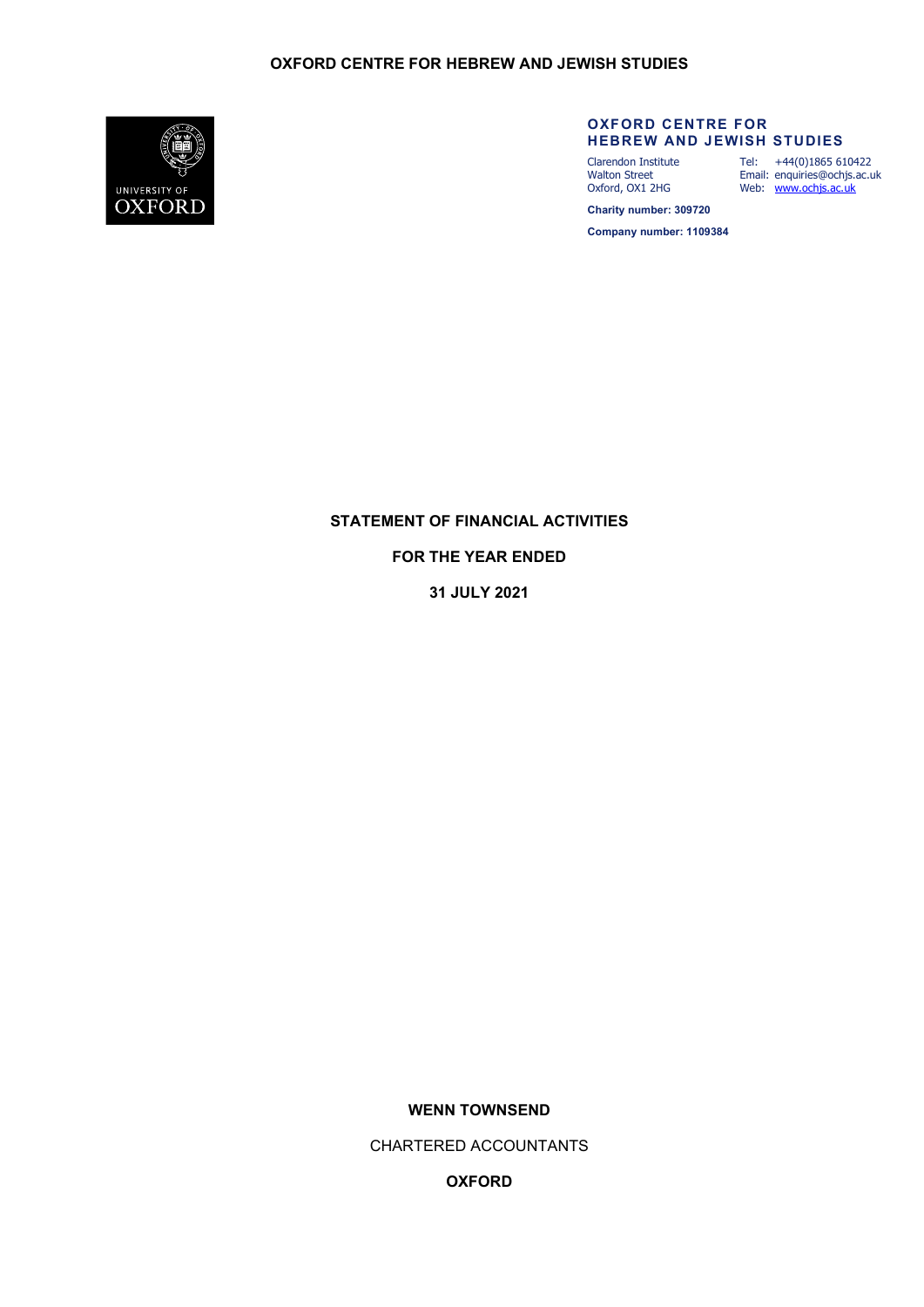# OXFORD CENTRE FOR HEBREW AND JEWISH STUDIES

UNIVERSITY OF OXFORD

**OXFORD CENTRE FOR HEBREW AND JEWISH STUDIES**

Clarendon Institute
Walton Street
Oxford, OX1 2HG

Tel: +44(0)1865 610422
Email: enquiries@ochjs.ac.uk
Web: www.ochjs.ac.uk

**Charity number: 309720**

**Company number: 1109384**

## STATEMENT OF FINANCIAL ACTIVITIES

## FOR THE YEAR ENDED

## 31 JULY 2021

**WENN TOWNSEND**

CHARTERED ACCOUNTANTS

**OXFORD**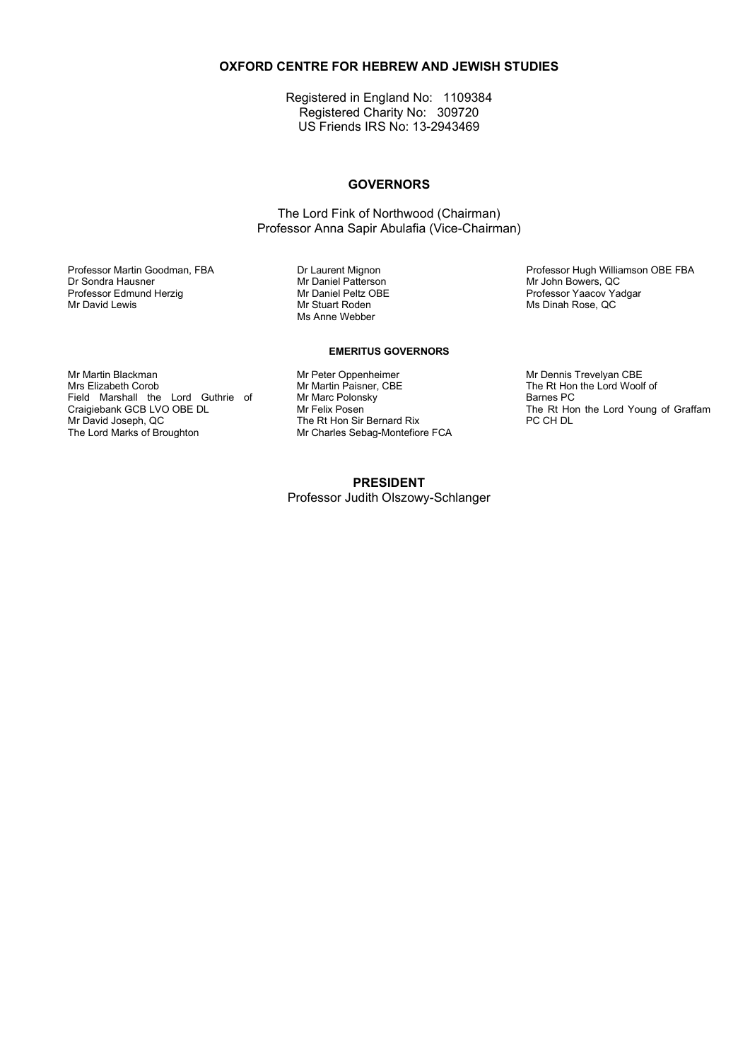**OXFORD CENTRE FOR HEBREW AND JEWISH STUDIES**

Registered in England No: 1109384
Registered Charity No: 309720
US Friends IRS No: 13-2943469

## GOVERNORS

The Lord Fink of Northwood (Chairman)
Professor Anna Sapir Abulafia (Vice-Chairman)

Professor Martin Goodman, FBA
Dr Sondra Hausner
Professor Edmund Herzig
Mr David Lewis

Dr Laurent Mignon
Mr Daniel Patterson
Mr Daniel Peltz OBE
Mr Stuart Roden
Ms Anne Webber

Professor Hugh Williamson OBE FBA
Mr John Bowers, QC
Professor Yaacov Yadgar
Ms Dinah Rose, QC

### EMERITUS GOVERNORS

Mr Martin Blackman
Mrs Elizabeth Corob
Field Marshall the Lord Guthrie of Craigiebank GCB LVO OBE DL
Mr David Joseph, QC
The Lord Marks of Broughton

Mr Peter Oppenheimer
Mr Martin Paisner, CBE
Mr Marc Polonsky
Mr Felix Posen
The Rt Hon Sir Bernard Rix
Mr Charles Sebag-Montefiore FCA

Mr Dennis Trevelyan CBE
The Rt Hon the Lord Woolf of Barnes PC
The Rt Hon the Lord Young of Graffam PC CH DL

## PRESIDENT

Professor Judith Olszowy-Schlanger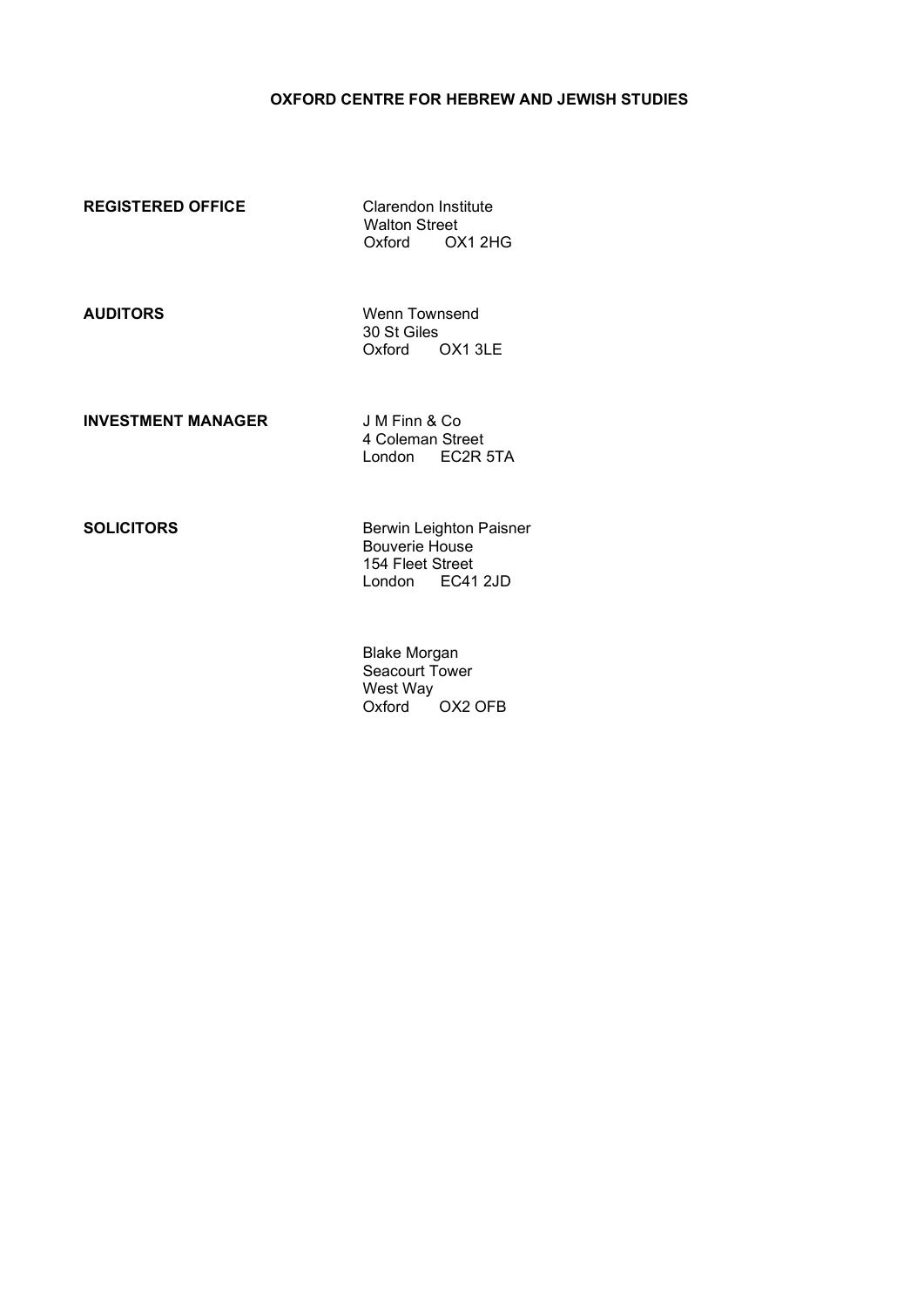**OXFORD CENTRE FOR HEBREW AND JEWISH STUDIES**

| | |
|---|---|
| **REGISTERED OFFICE** | Clarendon Institute<br>Walton Street<br>Oxford OX1 2HG |
| **AUDITORS** | Wenn Townsend<br>30 St Giles<br>Oxford OX1 3LE |
| **INVESTMENT MANAGER** | J M Finn & Co<br>4 Coleman Street<br>London EC2R 5TA |
| **SOLICITORS** | Berwin Leighton Paisner<br>Bouverie House<br>154 Fleet Street<br>London EC41 2JD |
| | Blake Morgan<br>Seacourt Tower<br>West Way<br>Oxford OX2 OFB |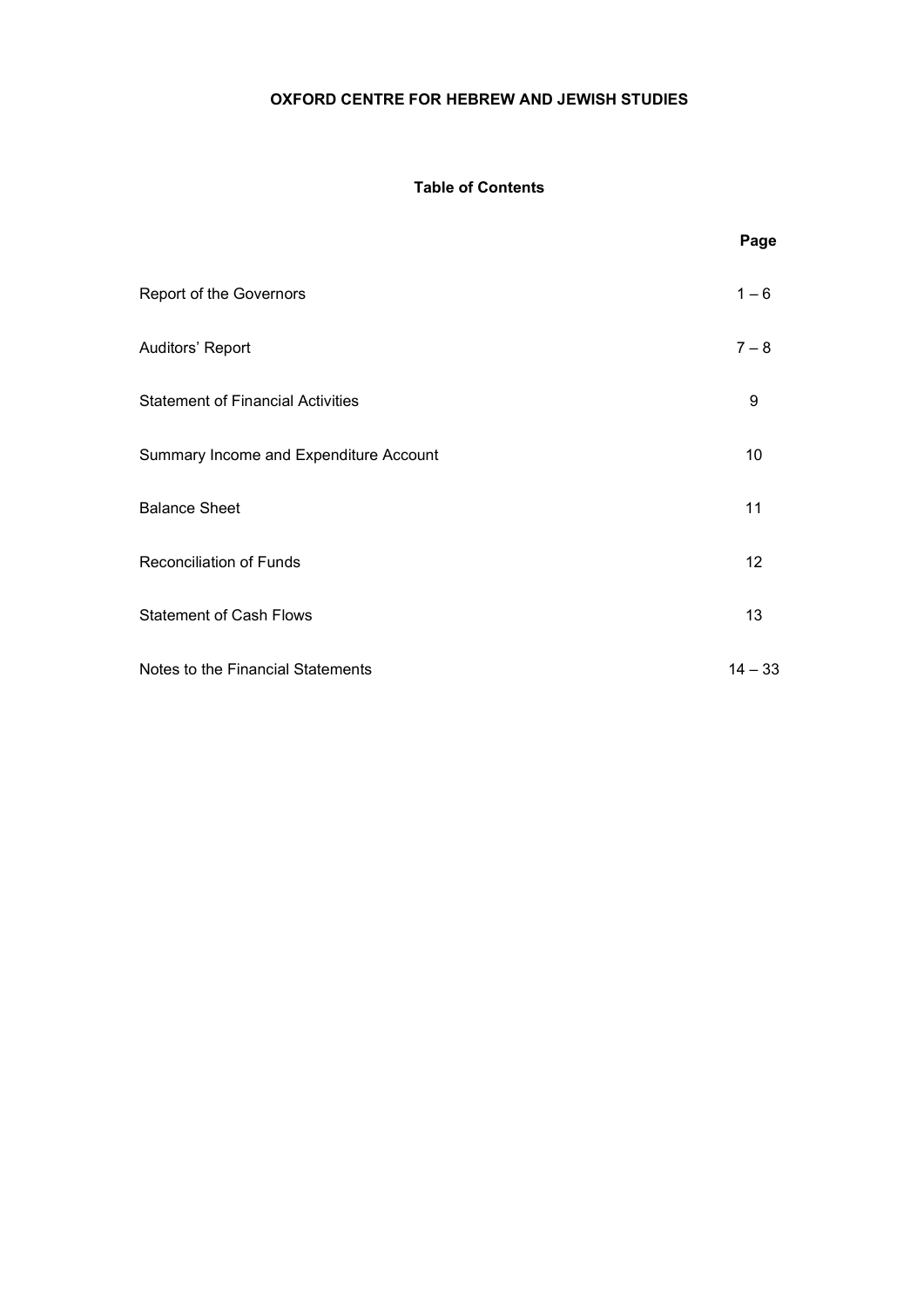# OXFORD CENTRE FOR HEBREW AND JEWISH STUDIES

## Table of Contents

| | Page |
|---|---|
| Report of the Governors | 1 – 6 |
| Auditors' Report | 7 – 8 |
| Statement of Financial Activities | 9 |
| Summary Income and Expenditure Account | 10 |
| Balance Sheet | 11 |
| Reconciliation of Funds | 12 |
| Statement of Cash Flows | 13 |
| Notes to the Financial Statements | 14 – 33 |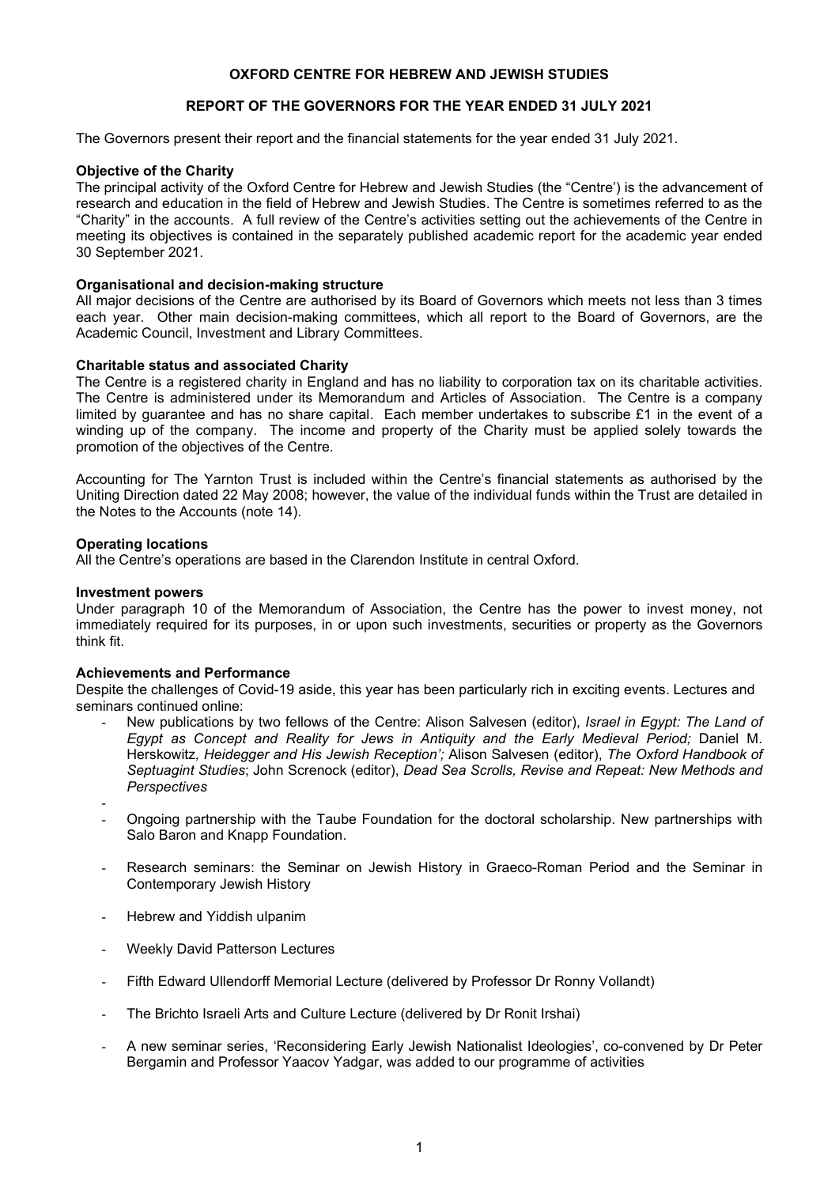**OXFORD CENTRE FOR HEBREW AND JEWISH STUDIES**

**REPORT OF THE GOVERNORS FOR THE YEAR ENDED 31 JULY 2021**

The Governors present their report and the financial statements for the year ended 31 July 2021.

**Objective of the Charity**

The principal activity of the Oxford Centre for Hebrew and Jewish Studies (the "Centre") is the advancement of research and education in the field of Hebrew and Jewish Studies. The Centre is sometimes referred to as the "Charity" in the accounts. A full review of the Centre's activities setting out the achievements of the Centre in meeting its objectives is contained in the separately published academic report for the academic year ended 30 September 2021.

**Organisational and decision-making structure**

All major decisions of the Centre are authorised by its Board of Governors which meets not less than 3 times each year. Other main decision-making committees, which all report to the Board of Governors, are the Academic Council, Investment and Library Committees.

**Charitable status and associated Charity**

The Centre is a registered charity in England and has no liability to corporation tax on its charitable activities. The Centre is administered under its Memorandum and Articles of Association. The Centre is a company limited by guarantee and has no share capital. Each member undertakes to subscribe £1 in the event of a winding up of the company. The income and property of the Charity must be applied solely towards the promotion of the objectives of the Centre.

Accounting for The Yarnton Trust is included within the Centre's financial statements as authorised by the Uniting Direction dated 22 May 2008; however, the value of the individual funds within the Trust are detailed in the Notes to the Accounts (note 14).

**Operating locations**

All the Centre's operations are based in the Clarendon Institute in central Oxford.

**Investment powers**

Under paragraph 10 of the Memorandum of Association, the Centre has the power to invest money, not immediately required for its purposes, in or upon such investments, securities or property as the Governors think fit.

**Achievements and Performance**

Despite the challenges of Covid-19 aside, this year has been particularly rich in exciting events. Lectures and seminars continued online:

- New publications by two fellows of the Centre: Alison Salvesen (editor), *Israel in Egypt: The Land of Egypt as Concept and Reality for Jews in Antiquity and the Early Medieval Period;* Daniel M. Herskowitz*, Heidegger and His Jewish Reception';* Alison Salvesen (editor), *The Oxford Handbook of Septuagint Studies*; John Screnock (editor), *Dead Sea Scrolls, Revise and Repeat: New Methods and Perspectives*
-
- Ongoing partnership with the Taube Foundation for the doctoral scholarship. New partnerships with Salo Baron and Knapp Foundation.
- Research seminars: the Seminar on Jewish History in Graeco-Roman Period and the Seminar in Contemporary Jewish History
- Hebrew and Yiddish ulpanim
- Weekly David Patterson Lectures
- Fifth Edward Ullendorff Memorial Lecture (delivered by Professor Dr Ronny Vollandt)
- The Brichto Israeli Arts and Culture Lecture (delivered by Dr Ronit Irshai)
- A new seminar series, 'Reconsidering Early Jewish Nationalist Ideologies', co-convened by Dr Peter Bergamin and Professor Yaacov Yadgar, was added to our programme of activities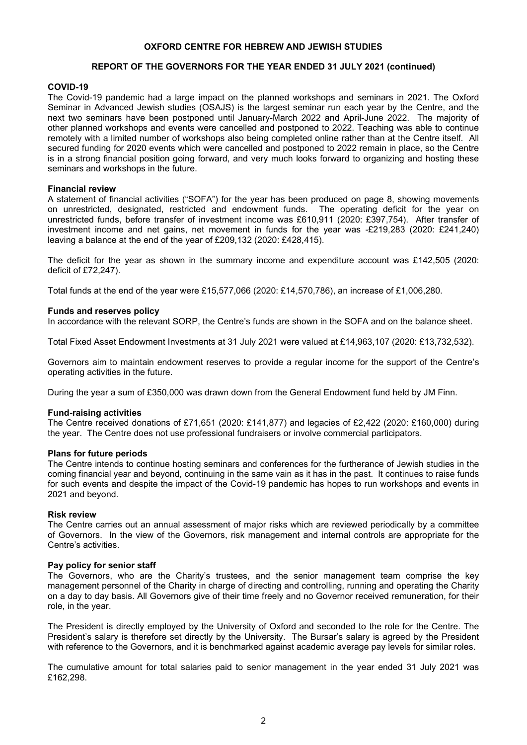# OXFORD CENTRE FOR HEBREW AND JEWISH STUDIES

## REPORT OF THE GOVERNORS FOR THE YEAR ENDED 31 JULY 2021 (continued)

### COVID-19

The Covid-19 pandemic had a large impact on the planned workshops and seminars in 2021. The Oxford Seminar in Advanced Jewish studies (OSAJS) is the largest seminar run each year by the Centre, and the next two seminars have been postponed until January-March 2022 and April-June 2022. The majority of other planned workshops and events were cancelled and postponed to 2022. Teaching was able to continue remotely with a limited number of workshops also being completed online rather than at the Centre itself. All secured funding for 2020 events which were cancelled and postponed to 2022 remain in place, so the Centre is in a strong financial position going forward, and very much looks forward to organizing and hosting these seminars and workshops in the future.

### Financial review

A statement of financial activities ("SOFA") for the year has been produced on page 8, showing movements on unrestricted, designated, restricted and endowment funds. The operating deficit for the year on unrestricted funds, before transfer of investment income was £610,911 (2020: £397,754). After transfer of investment income and net gains, net movement in funds for the year was -£219,283 (2020: £241,240) leaving a balance at the end of the year of £209,132 (2020: £428,415).

The deficit for the year as shown in the summary income and expenditure account was £142,505 (2020: deficit of £72,247).

Total funds at the end of the year were £15,577,066 (2020: £14,570,786), an increase of £1,006,280.

### Funds and reserves policy

In accordance with the relevant SORP, the Centre's funds are shown in the SOFA and on the balance sheet.

Total Fixed Asset Endowment Investments at 31 July 2021 were valued at £14,963,107 (2020: £13,732,532).

Governors aim to maintain endowment reserves to provide a regular income for the support of the Centre's operating activities in the future.

During the year a sum of £350,000 was drawn down from the General Endowment fund held by JM Finn.

### Fund-raising activities

The Centre received donations of £71,651 (2020: £141,877) and legacies of £2,422 (2020: £160,000) during the year. The Centre does not use professional fundraisers or involve commercial participators.

### Plans for future periods

The Centre intends to continue hosting seminars and conferences for the furtherance of Jewish studies in the coming financial year and beyond, continuing in the same vain as it has in the past. It continues to raise funds for such events and despite the impact of the Covid-19 pandemic has hopes to run workshops and events in 2021 and beyond.

### Risk review

The Centre carries out an annual assessment of major risks which are reviewed periodically by a committee of Governors. In the view of the Governors, risk management and internal controls are appropriate for the Centre's activities.

### Pay policy for senior staff

The Governors, who are the Charity's trustees, and the senior management team comprise the key management personnel of the Charity in charge of directing and controlling, running and operating the Charity on a day to day basis. All Governors give of their time freely and no Governor received remuneration, for their role, in the year.

The President is directly employed by the University of Oxford and seconded to the role for the Centre. The President's salary is therefore set directly by the University. The Bursar's salary is agreed by the President with reference to the Governors, and it is benchmarked against academic average pay levels for similar roles.

The cumulative amount for total salaries paid to senior management in the year ended 31 July 2021 was £162,298.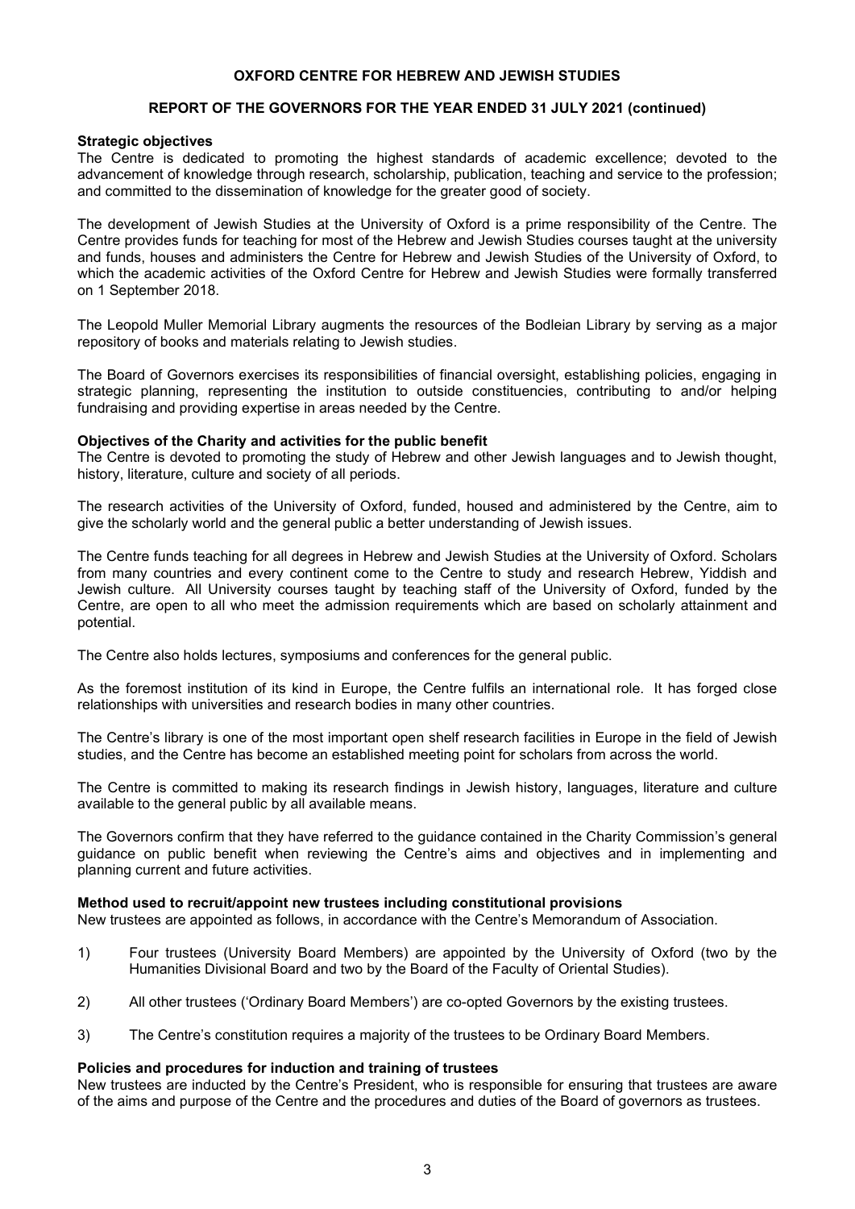**OXFORD CENTRE FOR HEBREW AND JEWISH STUDIES**

**REPORT OF THE GOVERNORS FOR THE YEAR ENDED 31 JULY 2021 (continued)**

**Strategic objectives**

The Centre is dedicated to promoting the highest standards of academic excellence; devoted to the advancement of knowledge through research, scholarship, publication, teaching and service to the profession; and committed to the dissemination of knowledge for the greater good of society.

The development of Jewish Studies at the University of Oxford is a prime responsibility of the Centre. The Centre provides funds for teaching for most of the Hebrew and Jewish Studies courses taught at the university and funds, houses and administers the Centre for Hebrew and Jewish Studies of the University of Oxford, to which the academic activities of the Oxford Centre for Hebrew and Jewish Studies were formally transferred on 1 September 2018.

The Leopold Muller Memorial Library augments the resources of the Bodleian Library by serving as a major repository of books and materials relating to Jewish studies.

The Board of Governors exercises its responsibilities of financial oversight, establishing policies, engaging in strategic planning, representing the institution to outside constituencies, contributing to and/or helping fundraising and providing expertise in areas needed by the Centre.

**Objectives of the Charity and activities for the public benefit**

The Centre is devoted to promoting the study of Hebrew and other Jewish languages and to Jewish thought, history, literature, culture and society of all periods.

The research activities of the University of Oxford, funded, housed and administered by the Centre, aim to give the scholarly world and the general public a better understanding of Jewish issues.

The Centre funds teaching for all degrees in Hebrew and Jewish Studies at the University of Oxford. Scholars from many countries and every continent come to the Centre to study and research Hebrew, Yiddish and Jewish culture. All University courses taught by teaching staff of the University of Oxford, funded by the Centre, are open to all who meet the admission requirements which are based on scholarly attainment and potential.

The Centre also holds lectures, symposiums and conferences for the general public.

As the foremost institution of its kind in Europe, the Centre fulfils an international role. It has forged close relationships with universities and research bodies in many other countries.

The Centre's library is one of the most important open shelf research facilities in Europe in the field of Jewish studies, and the Centre has become an established meeting point for scholars from across the world.

The Centre is committed to making its research findings in Jewish history, languages, literature and culture available to the general public by all available means.

The Governors confirm that they have referred to the guidance contained in the Charity Commission's general guidance on public benefit when reviewing the Centre's aims and objectives and in implementing and planning current and future activities.

**Method used to recruit/appoint new trustees including constitutional provisions**

New trustees are appointed as follows, in accordance with the Centre's Memorandum of Association.

1) Four trustees (University Board Members) are appointed by the University of Oxford (two by the Humanities Divisional Board and two by the Board of the Faculty of Oriental Studies).

2) All other trustees ('Ordinary Board Members') are co-opted Governors by the existing trustees.

3) The Centre's constitution requires a majority of the trustees to be Ordinary Board Members.

**Policies and procedures for induction and training of trustees**

New trustees are inducted by the Centre's President, who is responsible for ensuring that trustees are aware of the aims and purpose of the Centre and the procedures and duties of the Board of governors as trustees.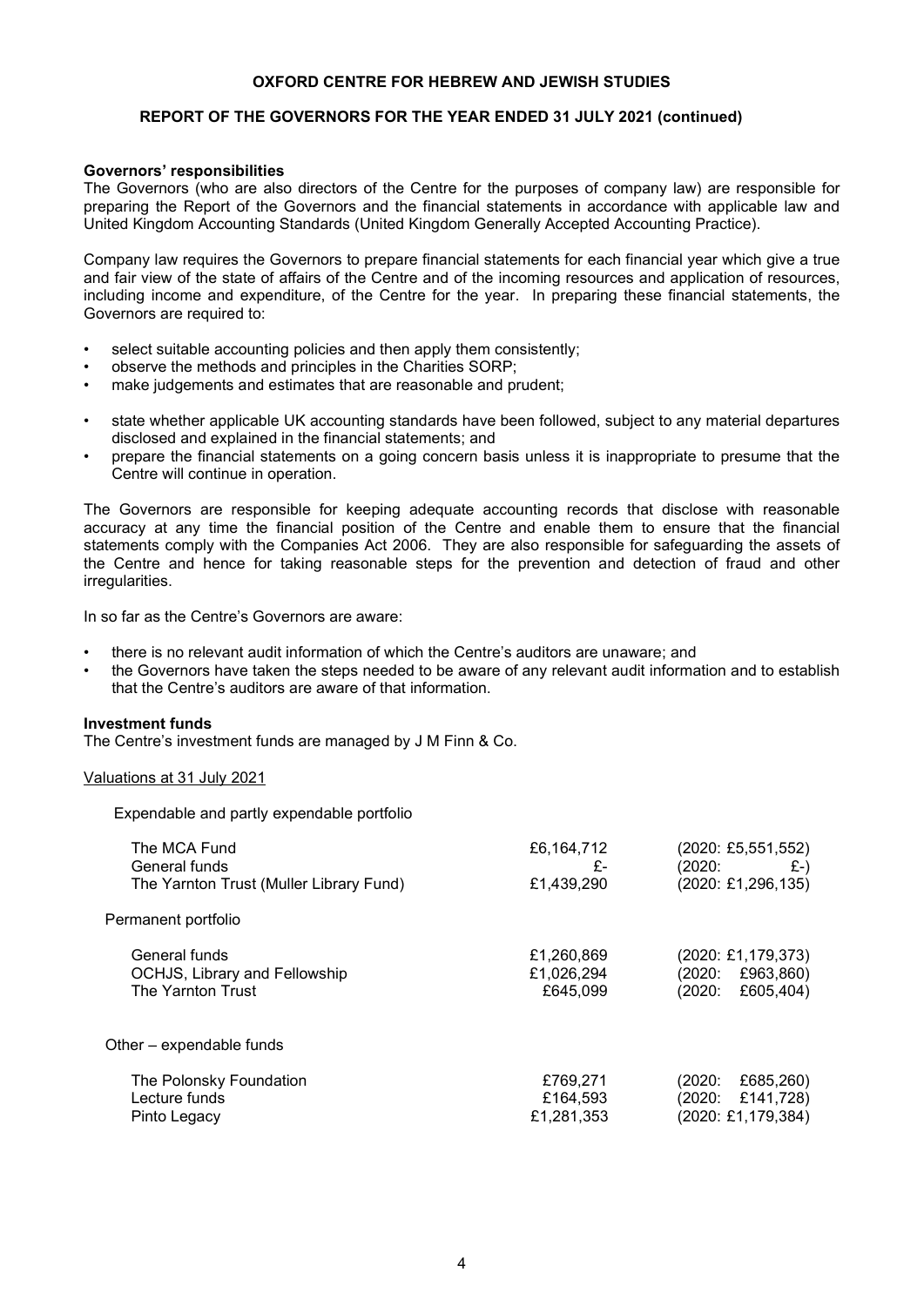**Governors' responsibilities**

The Governors (who are also directors of the Centre for the purposes of company law) are responsible for preparing the Report of the Governors and the financial statements in accordance with applicable law and United Kingdom Accounting Standards (United Kingdom Generally Accepted Accounting Practice).

Company law requires the Governors to prepare financial statements for each financial year which give a true and fair view of the state of affairs of the Centre and of the incoming resources and application of resources, including income and expenditure, of the Centre for the year. In preparing these financial statements, the Governors are required to:

- select suitable accounting policies and then apply them consistently;
- observe the methods and principles in the Charities SORP;
- make judgements and estimates that are reasonable and prudent;
- state whether applicable UK accounting standards have been followed, subject to any material departures disclosed and explained in the financial statements; and
- prepare the financial statements on a going concern basis unless it is inappropriate to presume that the Centre will continue in operation.

The Governors are responsible for keeping adequate accounting records that disclose with reasonable accuracy at any time the financial position of the Centre and enable them to ensure that the financial statements comply with the Companies Act 2006. They are also responsible for safeguarding the assets of the Centre and hence for taking reasonable steps for the prevention and detection of fraud and other irregularities.

In so far as the Centre's Governors are aware:

- there is no relevant audit information of which the Centre's auditors are unaware; and
- the Governors have taken the steps needed to be aware of any relevant audit information and to establish that the Centre's auditors are aware of that information.

**Investment funds**

The Centre's investment funds are managed by J M Finn & Co.

Valuations at 31 July 2021

| | 2021 | 2020 |
|---|---|---|
| **Expendable and partly expendable portfolio** | | |
| The MCA Fund | £6,164,712 | (2020: £5,551,552) |
| General funds | £- | (2020: £-) |
| The Yarnton Trust (Muller Library Fund) | £1,439,290 | (2020: £1,296,135) |
| **Permanent portfolio** | | |
| General funds | £1,260,869 | (2020: £1,179,373) |
| OCHJS, Library and Fellowship | £1,026,294 | (2020: £963,860) |
| The Yarnton Trust | £645,099 | (2020: £605,404) |
| **Other – expendable funds** | | |
| The Polonsky Foundation | £769,271 | (2020: £685,260) |
| Lecture funds | £164,593 | (2020: £141,728) |
| Pinto Legacy | £1,281,353 | (2020: £1,179,384) |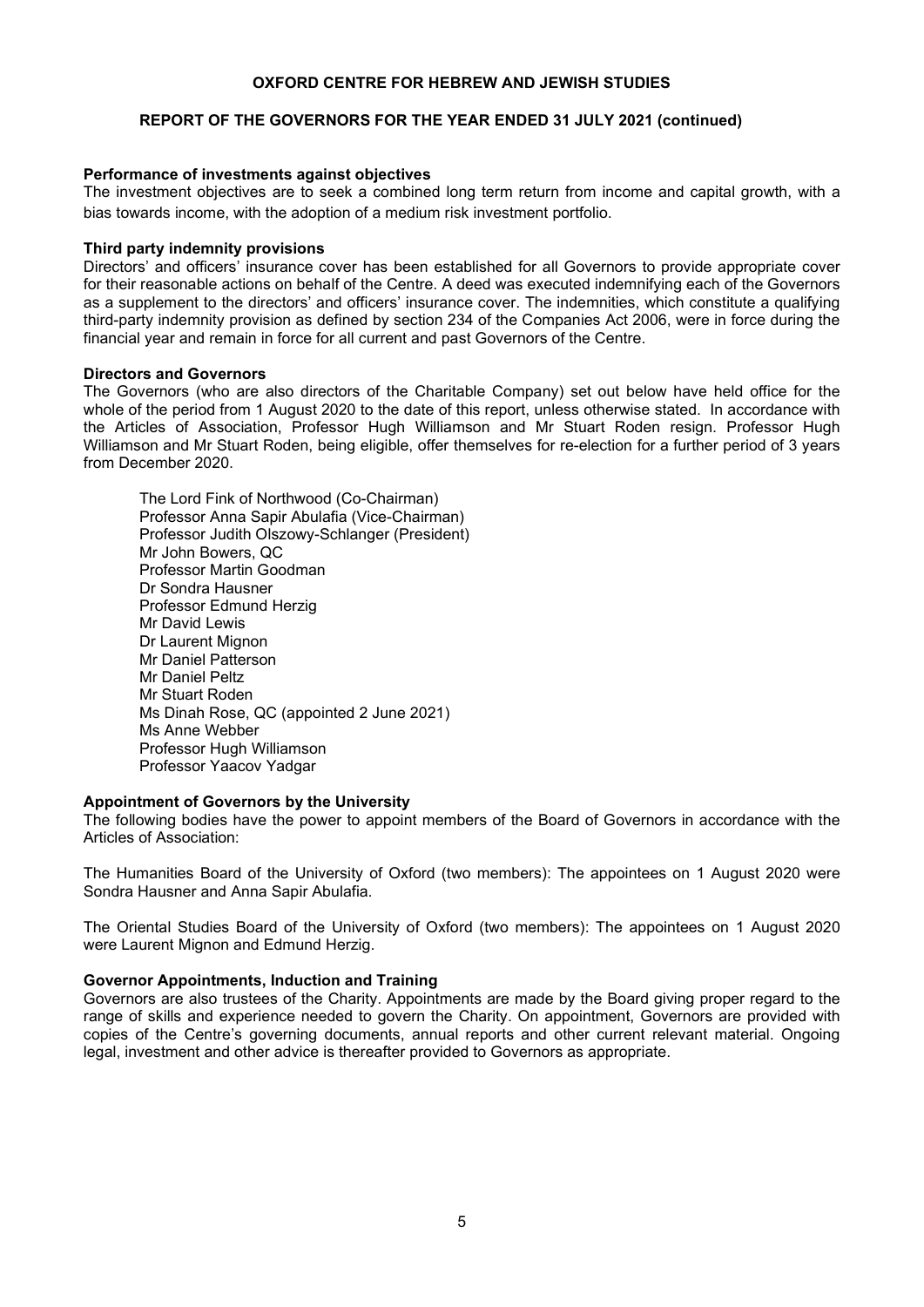### Performance of investments against objectives

The investment objectives are to seek a combined long term return from income and capital growth, with a bias towards income, with the adoption of a medium risk investment portfolio.

### Third party indemnity provisions

Directors' and officers' insurance cover has been established for all Governors to provide appropriate cover for their reasonable actions on behalf of the Centre. A deed was executed indemnifying each of the Governors as a supplement to the directors' and officers' insurance cover. The indemnities, which constitute a qualifying third-party indemnity provision as defined by section 234 of the Companies Act 2006, were in force during the financial year and remain in force for all current and past Governors of the Centre.

### Directors and Governors

The Governors (who are also directors of the Charitable Company) set out below have held office for the whole of the period from 1 August 2020 to the date of this report, unless otherwise stated. In accordance with the Articles of Association, Professor Hugh Williamson and Mr Stuart Roden resign. Professor Hugh Williamson and Mr Stuart Roden, being eligible, offer themselves for re-election for a further period of 3 years from December 2020.

The Lord Fink of Northwood (Co-Chairman)
Professor Anna Sapir Abulafia (Vice-Chairman)
Professor Judith Olszowy-Schlanger (President)
Mr John Bowers, QC
Professor Martin Goodman
Dr Sondra Hausner
Professor Edmund Herzig
Mr David Lewis
Dr Laurent Mignon
Mr Daniel Patterson
Mr Daniel Peltz
Mr Stuart Roden
Ms Dinah Rose, QC (appointed 2 June 2021)
Ms Anne Webber
Professor Hugh Williamson
Professor Yaacov Yadgar

### Appointment of Governors by the University

The following bodies have the power to appoint members of the Board of Governors in accordance with the Articles of Association:

The Humanities Board of the University of Oxford (two members): The appointees on 1 August 2020 were Sondra Hausner and Anna Sapir Abulafia.

The Oriental Studies Board of the University of Oxford (two members): The appointees on 1 August 2020 were Laurent Mignon and Edmund Herzig.

### Governor Appointments, Induction and Training

Governors are also trustees of the Charity. Appointments are made by the Board giving proper regard to the range of skills and experience needed to govern the Charity. On appointment, Governors are provided with copies of the Centre's governing documents, annual reports and other current relevant material. Ongoing legal, investment and other advice is thereafter provided to Governors as appropriate.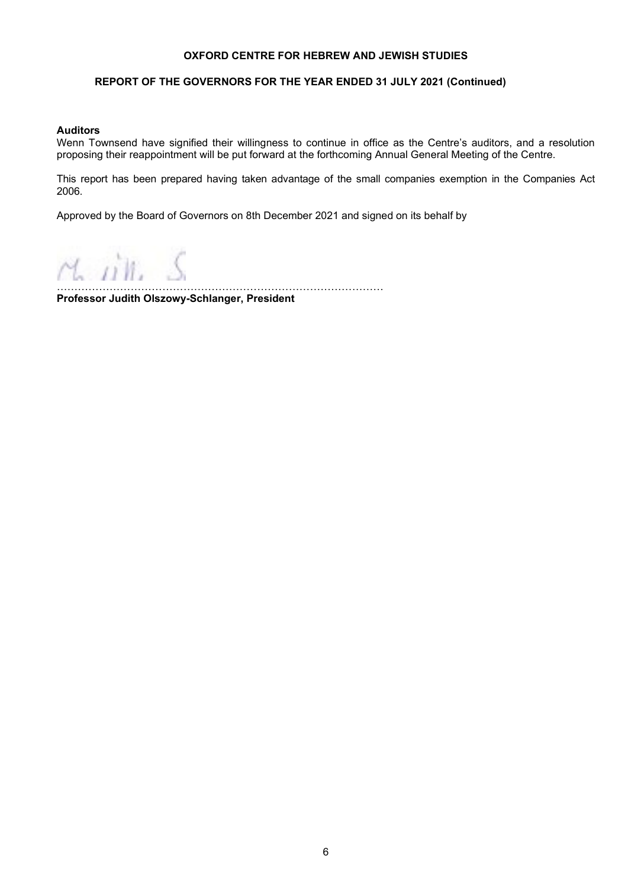**OXFORD CENTRE FOR HEBREW AND JEWISH STUDIES**

**REPORT OF THE GOVERNORS FOR THE YEAR ENDED 31 JULY 2021 (Continued)**

**Auditors**

Wenn Townsend have signified their willingness to continue in office as the Centre's auditors, and a resolution proposing their reappointment will be put forward at the forthcoming Annual General Meeting of the Centre.

This report has been prepared having taken advantage of the small companies exemption in the Companies Act 2006.

Approved by the Board of Governors on 8th December 2021 and signed on its behalf by

……………………………………………………………………………………

**Professor Judith Olszowy-Schlanger, President**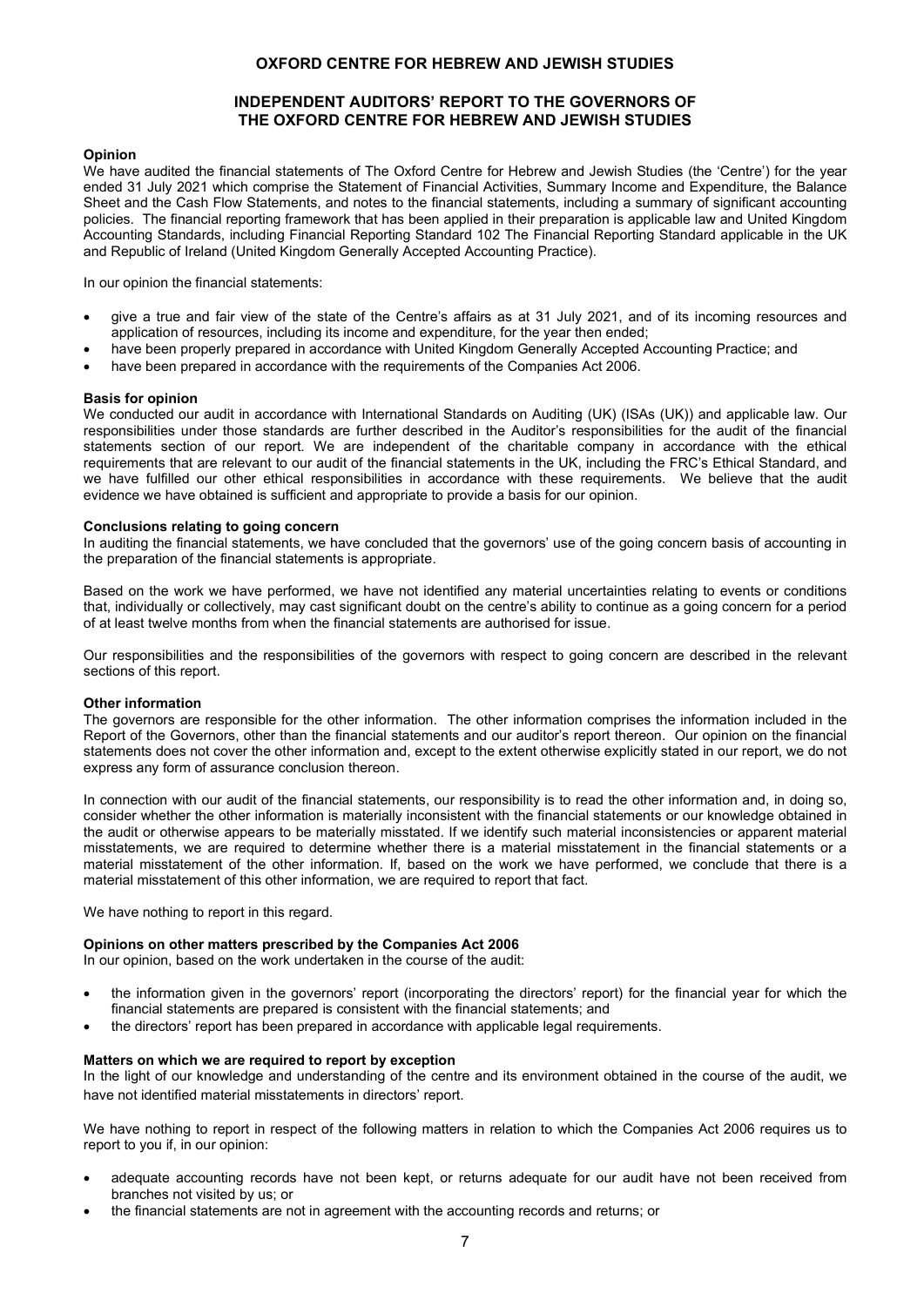# OXFORD CENTRE FOR HEBREW AND JEWISH STUDIES

## INDEPENDENT AUDITORS' REPORT TO THE GOVERNORS OF THE OXFORD CENTRE FOR HEBREW AND JEWISH STUDIES

**Opinion**

We have audited the financial statements of The Oxford Centre for Hebrew and Jewish Studies (the 'Centre') for the year ended 31 July 2021 which comprise the Statement of Financial Activities, Summary Income and Expenditure, the Balance Sheet and the Cash Flow Statements, and notes to the financial statements, including a summary of significant accounting policies. The financial reporting framework that has been applied in their preparation is applicable law and United Kingdom Accounting Standards, including Financial Reporting Standard 102 The Financial Reporting Standard applicable in the UK and Republic of Ireland (United Kingdom Generally Accepted Accounting Practice).

In our opinion the financial statements:

- give a true and fair view of the state of the Centre's affairs as at 31 July 2021, and of its incoming resources and application of resources, including its income and expenditure, for the year then ended;
- have been properly prepared in accordance with United Kingdom Generally Accepted Accounting Practice; and
- have been prepared in accordance with the requirements of the Companies Act 2006.

**Basis for opinion**

We conducted our audit in accordance with International Standards on Auditing (UK) (ISAs (UK)) and applicable law. Our responsibilities under those standards are further described in the Auditor's responsibilities for the audit of the financial statements section of our report. We are independent of the charitable company in accordance with the ethical requirements that are relevant to our audit of the financial statements in the UK, including the FRC's Ethical Standard, and we have fulfilled our other ethical responsibilities in accordance with these requirements. We believe that the audit evidence we have obtained is sufficient and appropriate to provide a basis for our opinion.

**Conclusions relating to going concern**

In auditing the financial statements, we have concluded that the governors' use of the going concern basis of accounting in the preparation of the financial statements is appropriate.

Based on the work we have performed, we have not identified any material uncertainties relating to events or conditions that, individually or collectively, may cast significant doubt on the centre's ability to continue as a going concern for a period of at least twelve months from when the financial statements are authorised for issue.

Our responsibilities and the responsibilities of the governors with respect to going concern are described in the relevant sections of this report.

**Other information**

The governors are responsible for the other information. The other information comprises the information included in the Report of the Governors, other than the financial statements and our auditor's report thereon. Our opinion on the financial statements does not cover the other information and, except to the extent otherwise explicitly stated in our report, we do not express any form of assurance conclusion thereon.

In connection with our audit of the financial statements, our responsibility is to read the other information and, in doing so, consider whether the other information is materially inconsistent with the financial statements or our knowledge obtained in the audit or otherwise appears to be materially misstated. If we identify such material inconsistencies or apparent material misstatements, we are required to determine whether there is a material misstatement in the financial statements or a material misstatement of the other information. If, based on the work we have performed, we conclude that there is a material misstatement of this other information, we are required to report that fact.

We have nothing to report in this regard.

**Opinions on other matters prescribed by the Companies Act 2006**

In our opinion, based on the work undertaken in the course of the audit:

- the information given in the governors' report (incorporating the directors' report) for the financial year for which the financial statements are prepared is consistent with the financial statements; and
- the directors' report has been prepared in accordance with applicable legal requirements.

**Matters on which we are required to report by exception**

In the light of our knowledge and understanding of the centre and its environment obtained in the course of the audit, we have not identified material misstatements in directors' report.

We have nothing to report in respect of the following matters in relation to which the Companies Act 2006 requires us to report to you if, in our opinion:

- adequate accounting records have not been kept, or returns adequate for our audit have not been received from branches not visited by us; or
- the financial statements are not in agreement with the accounting records and returns; or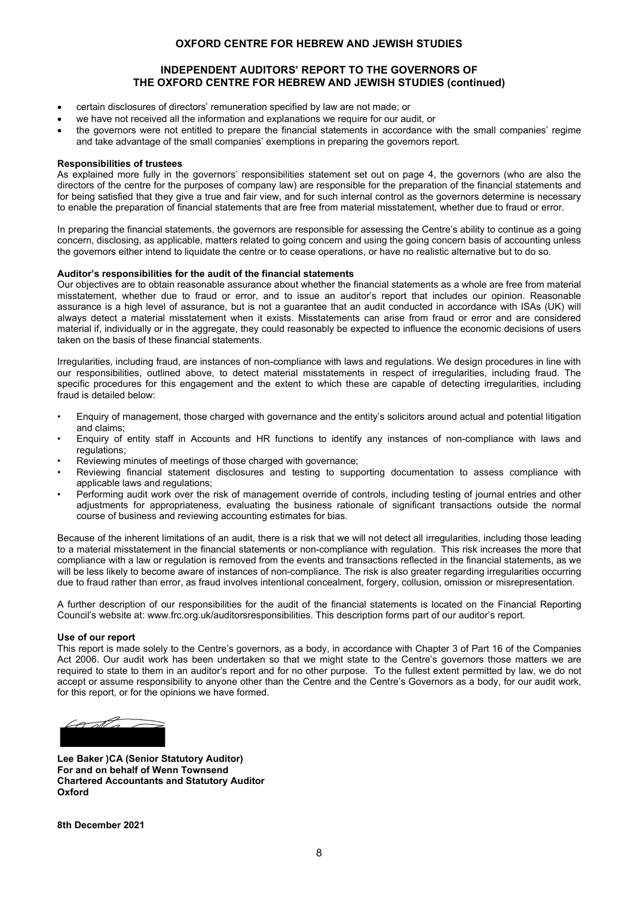## INDEPENDENT AUDITORS' REPORT TO THE GOVERNORS OF THE OXFORD CENTRE FOR HEBREW AND JEWISH STUDIES (continued)

- certain disclosures of directors' remuneration specified by law are not made; or
- we have not received all the information and explanations we require for our audit, or
- the governors were not entitled to prepare the financial statements in accordance with the small companies' regime and take advantage of the small companies' exemptions in preparing the governors report.

**Responsibilities of trustees**

As explained more fully in the governors' responsibilities statement set out on page 4, the governors (who are also the directors of the centre for the purposes of company law) are responsible for the preparation of the financial statements and for being satisfied that they give a true and fair view, and for such internal control as the governors determine is necessary to enable the preparation of financial statements that are free from material misstatement, whether due to fraud or error.

In preparing the financial statements, the governors are responsible for assessing the Centre's ability to continue as a going concern, disclosing, as applicable, matters related to going concern and using the going concern basis of accounting unless the governors either intend to liquidate the centre or to cease operations, or have no realistic alternative but to do so.

**Auditor's responsibilities for the audit of the financial statements**

Our objectives are to obtain reasonable assurance about whether the financial statements as a whole are free from material misstatement, whether due to fraud or error, and to issue an auditor's report that includes our opinion. Reasonable assurance is a high level of assurance, but is not a guarantee that an audit conducted in accordance with ISAs (UK) will always detect a material misstatement when it exists. Misstatements can arise from fraud or error and are considered material if, individually or in the aggregate, they could reasonably be expected to influence the economic decisions of users taken on the basis of these financial statements.

Irregularities, including fraud, are instances of non-compliance with laws and regulations. We design procedures in line with our responsibilities, outlined above, to detect material misstatements in respect of irregularities, including fraud. The specific procedures for this engagement and the extent to which these are capable of detecting irregularities, including fraud is detailed below:

- Enquiry of management, those charged with governance and the entity's solicitors around actual and potential litigation and claims;
- Enquiry of entity staff in Accounts and HR functions to identify any instances of non-compliance with laws and regulations;
- Reviewing minutes of meetings of those charged with governance;
- Reviewing financial statement disclosures and testing to supporting documentation to assess compliance with applicable laws and regulations;
- Performing audit work over the risk of management override of controls, including testing of journal entries and other adjustments for appropriateness, evaluating the business rationale of significant transactions outside the normal course of business and reviewing accounting estimates for bias.

Because of the inherent limitations of an audit, there is a risk that we will not detect all irregularities, including those leading to a material misstatement in the financial statements or non-compliance with regulation. This risk increases the more that compliance with a law or regulation is removed from the events and transactions reflected in the financial statements, as we will be less likely to become aware of instances of non-compliance. The risk is also greater regarding irregularities occurring due to fraud rather than error, as fraud involves intentional concealment, forgery, collusion, omission or misrepresentation.

A further description of our responsibilities for the audit of the financial statements is located on the Financial Reporting Council's website at: www.frc.org.uk/auditorsresponsibilities. This description forms part of our auditor's report.

**Use of our report**

This report is made solely to the Centre's governors, as a body, in accordance with Chapter 3 of Part 16 of the Companies Act 2006. Our audit work has been undertaken so that we might state to the Centre's governors those matters we are required to state to them in an auditor's report and for no other purpose. To the fullest extent permitted by law, we do not accept or assume responsibility to anyone other than the Centre and the Centre's Governors as a body, for our audit work, for this report, or for the opinions we have formed.

**Lee Baker )CA (Senior Statutory Auditor)**
**For and on behalf of Wenn Townsend**
**Chartered Accountants and Statutory Auditor**
**Oxford**

**8th December 2021**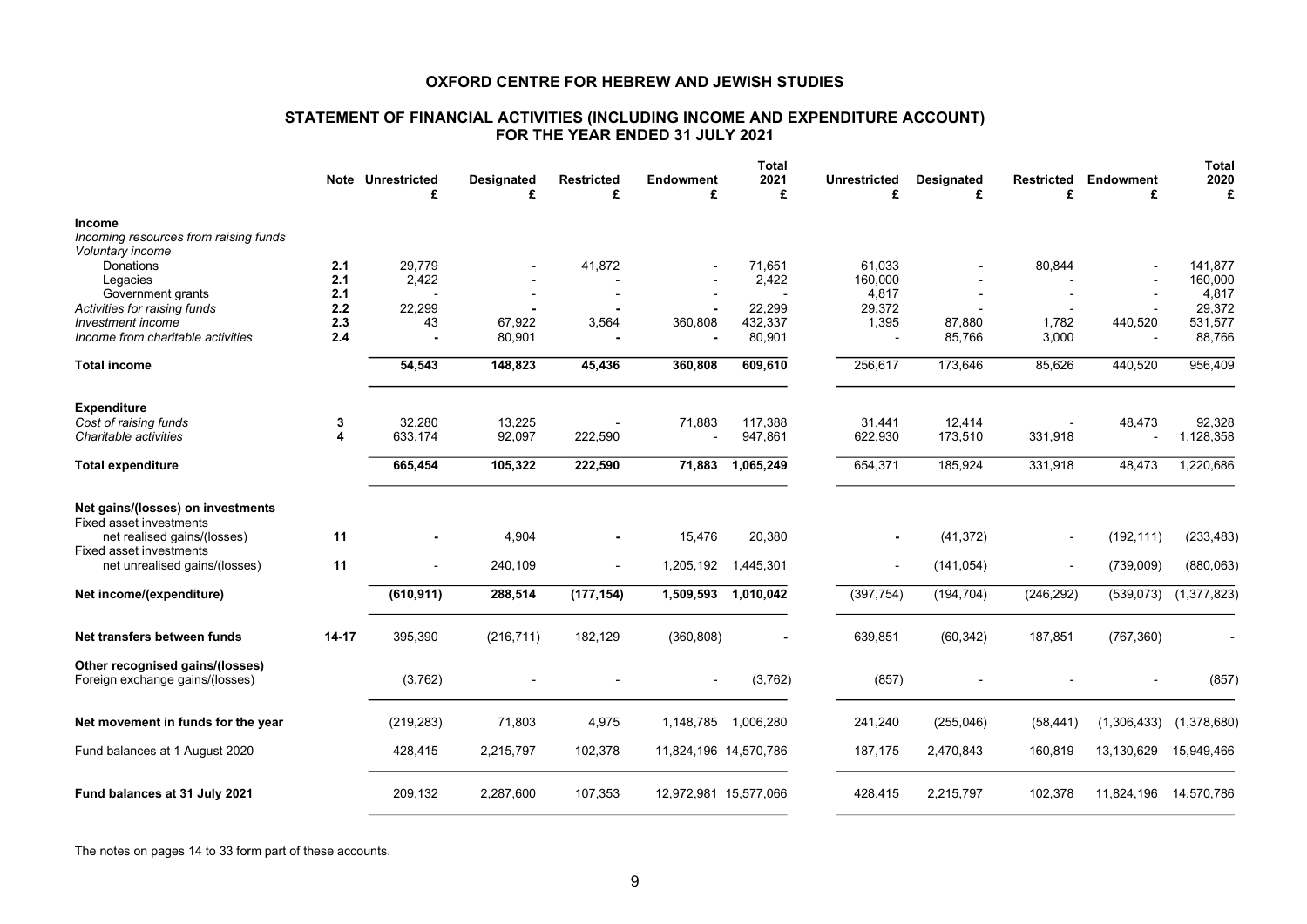# OXFORD CENTRE FOR HEBREW AND JEWISH STUDIES

## STATEMENT OF FINANCIAL ACTIVITIES (INCLUDING INCOME AND EXPENDITURE ACCOUNT) FOR THE YEAR ENDED 31 JULY 2021

| | Note | Unrestricted £ | Designated £ | Restricted £ | Endowment £ | Total 2021 £ | Unrestricted £ | Designated £ | Restricted £ | Endowment £ | Total 2020 £ |
|---|---|---|---|---|---|---|---|---|---|---|---|
| **Income** | | | | | | | | | | | |
| *Incoming resources from raising funds* | | | | | | | | | | | |
| *Voluntary income* | | | | | | | | | | | |
| Donations | 2.1 | 29,779 | - | 41,872 | - | 71,651 | 61,033 | - | 80,844 | - | 141,877 |
| Legacies | 2.1 | 2,422 | - | - | - | 2,422 | 160,000 | - | - | - | 160,000 |
| Government grants | 2.1 | - | - | - | - | - | 4,817 | - | - | - | 4,817 |
| *Activities for raising funds* | 2.2 | 22,299 | - | - | - | 22,299 | 29,372 | - | - | - | 29,372 |
| *Investment income* | 2.3 | 43 | 67,922 | 3,564 | 360,808 | 432,337 | 1,395 | 87,880 | 1,782 | 440,520 | 531,577 |
| *Income from charitable activities* | 2.4 | - | 80,901 | - | - | 80,901 | - | 85,766 | 3,000 | - | 88,766 |
| **Total income** | | **54,543** | **148,823** | **45,436** | **360,808** | **609,610** | 256,617 | 173,646 | 85,626 | 440,520 | 956,409 |
| **Expenditure** | | | | | | | | | | | |
| *Cost of raising funds* | 3 | 32,280 | 13,225 | - | 71,883 | 117,388 | 31,441 | 12,414 | - | 48,473 | 92,328 |
| *Charitable activities* | 4 | 633,174 | 92,097 | 222,590 | - | 947,861 | 622,930 | 173,510 | 331,918 | - | 1,128,358 |
| **Total expenditure** | | **665,454** | **105,322** | **222,590** | **71,883** | **1,065,249** | 654,371 | 185,924 | 331,918 | 48,473 | 1,220,686 |
| **Net gains/(losses) on investments** | | | | | | | | | | | |
| Fixed asset investments net realised gains/(losses) | 11 | - | 4,904 | - | 15,476 | 20,380 | - | (41,372) | - | (192,111) | (233,483) |
| Fixed asset investments net unrealised gains/(losses) | 11 | - | 240,109 | - | 1,205,192 | 1,445,301 | - | (141,054) | - | (739,009) | (880,063) |
| **Net income/(expenditure)** | | **(610,911)** | **288,514** | **(177,154)** | **1,509,593** | **1,010,042** | (397,754) | (194,704) | (246,292) | (539,073) | (1,377,823) |
| **Net transfers between funds** | 14-17 | 395,390 | (216,711) | 182,129 | (360,808) | - | 639,851 | (60,342) | 187,851 | (767,360) | - |
| **Other recognised gains/(losses)** | | | | | | | | | | | |
| Foreign exchange gains/(losses) | | (3,762) | - | - | - | (3,762) | (857) | - | - | - | (857) |
| **Net movement in funds for the year** | | (219,283) | 71,803 | 4,975 | 1,148,785 | 1,006,280 | 241,240 | (255,046) | (58,441) | (1,306,433) | (1,378,680) |
| Fund balances at 1 August 2020 | | 428,415 | 2,215,797 | 102,378 | 11,824,196 | 14,570,786 | 187,175 | 2,470,843 | 160,819 | 13,130,629 | 15,949,466 |
| **Fund balances at 31 July 2021** | | 209,132 | 2,287,600 | 107,353 | 12,972,981 | 15,577,066 | 428,415 | 2,215,797 | 102,378 | 11,824,196 | 14,570,786 |

The notes on pages 14 to 33 form part of these accounts.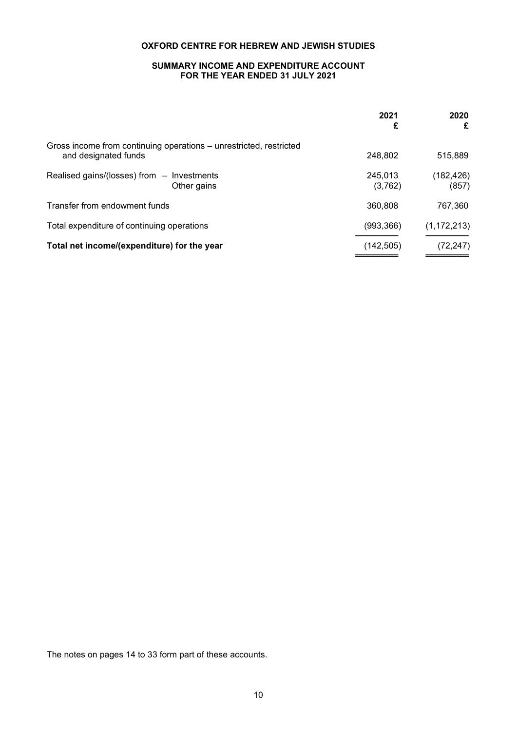**OXFORD CENTRE FOR HEBREW AND JEWISH STUDIES**

**SUMMARY INCOME AND EXPENDITURE ACCOUNT**
**FOR THE YEAR ENDED 31 JULY 2021**

| | 2021<br>£ | 2020<br>£ |
|---|---|---|
| Gross income from continuing operations – unrestricted, restricted and designated funds | 248,802 | 515,889 |
| Realised gains/(losses) from – Investments | 245,013 | (182,426) |
| Other gains | (3,762) | (857) |
| Transfer from endowment funds | 360,808 | 767,360 |
| Total expenditure of continuing operations | (993,366) | (1,172,213) |
| **Total net income/(expenditure) for the year** | (142,505) | (72,247) |

The notes on pages 14 to 33 form part of these accounts.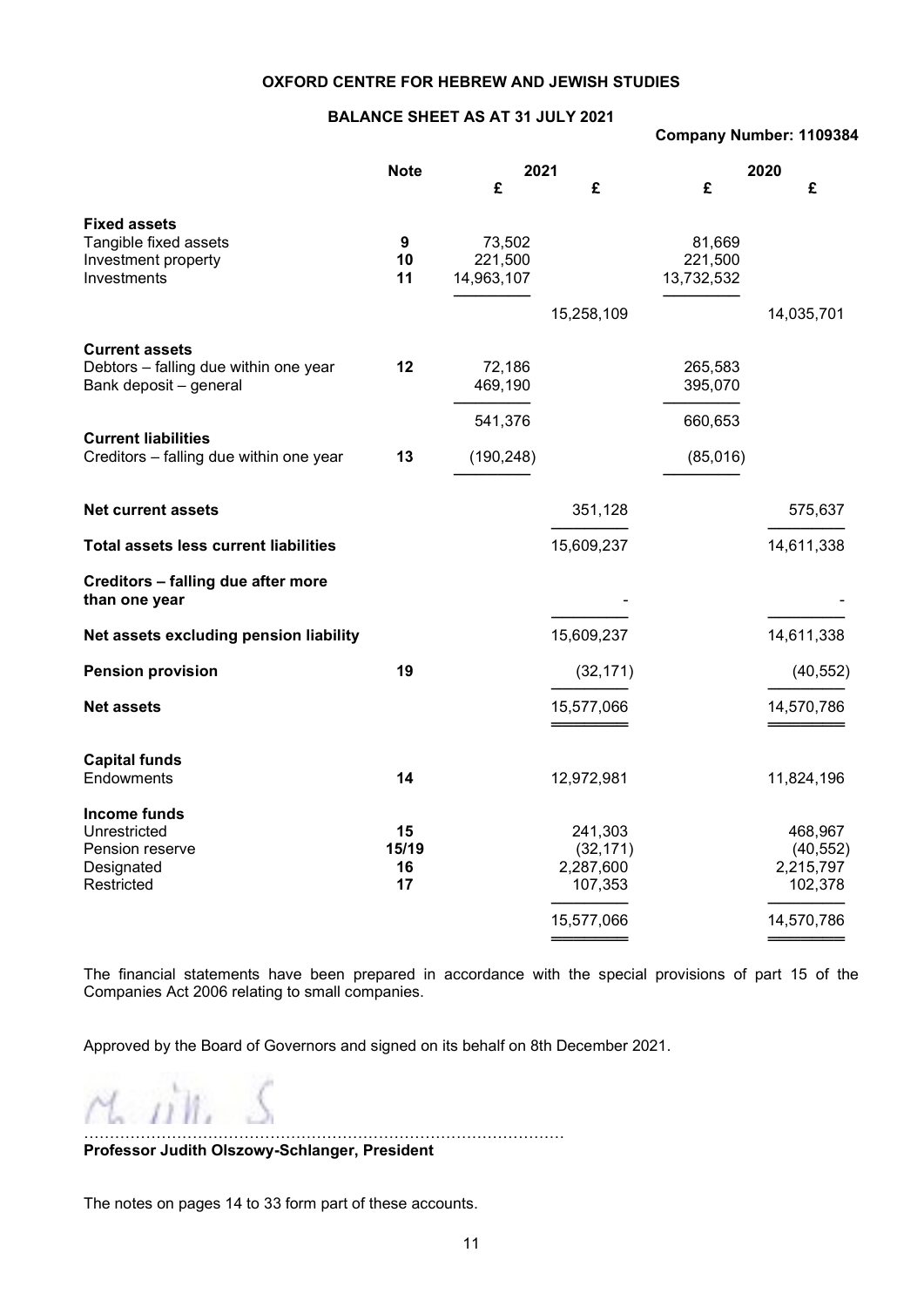**OXFORD CENTRE FOR HEBREW AND JEWISH STUDIES**

**BALANCE SHEET AS AT 31 JULY 2021**

**Company Number: 1109384**

| | Note | 2021 £ | 2021 £ | 2020 £ | 2020 £ |
|---|---|---|---|---|---|
| **Fixed assets** | | | | | |
| Tangible fixed assets | 9 | 73,502 | | 81,669 | |
| Investment property | 10 | 221,500 | | 221,500 | |
| Investments | 11 | 14,963,107 | | 13,732,532 | |
| | | | 15,258,109 | | 14,035,701 |
| **Current assets** | | | | | |
| Debtors – falling due within one year | 12 | 72,186 | | 265,583 | |
| Bank deposit – general | | 469,190 | | 395,070 | |
| | | 541,376 | | 660,653 | |
| **Current liabilities** | | | | | |
| Creditors – falling due within one year | 13 | (190,248) | | (85,016) | |
| **Net current assets** | | | 351,128 | | 575,637 |
| **Total assets less current liabilities** | | | 15,609,237 | | 14,611,338 |
| **Creditors – falling due after more than one year** | | | - | | - |
| **Net assets excluding pension liability** | | | 15,609,237 | | 14,611,338 |
| **Pension provision** | 19 | | (32,171) | | (40,552) |
| **Net assets** | | | 15,577,066 | | 14,570,786 |
| **Capital funds** | | | | | |
| Endowments | 14 | | 12,972,981 | | 11,824,196 |
| **Income funds** | | | | | |
| Unrestricted | 15 | | 241,303 | | 468,967 |
| Pension reserve | 15/19 | | (32,171) | | (40,552) |
| Designated | 16 | | 2,287,600 | | 2,215,797 |
| Restricted | 17 | | 107,353 | | 102,378 |
| | | | 15,577,066 | | 14,570,786 |

The financial statements have been prepared in accordance with the special provisions of part 15 of the Companies Act 2006 relating to small companies.

Approved by the Board of Governors and signed on its behalf on 8th December 2021.

…………………………………………………………………………………

**Professor Judith Olszowy-Schlanger, President**

The notes on pages 14 to 33 form part of these accounts.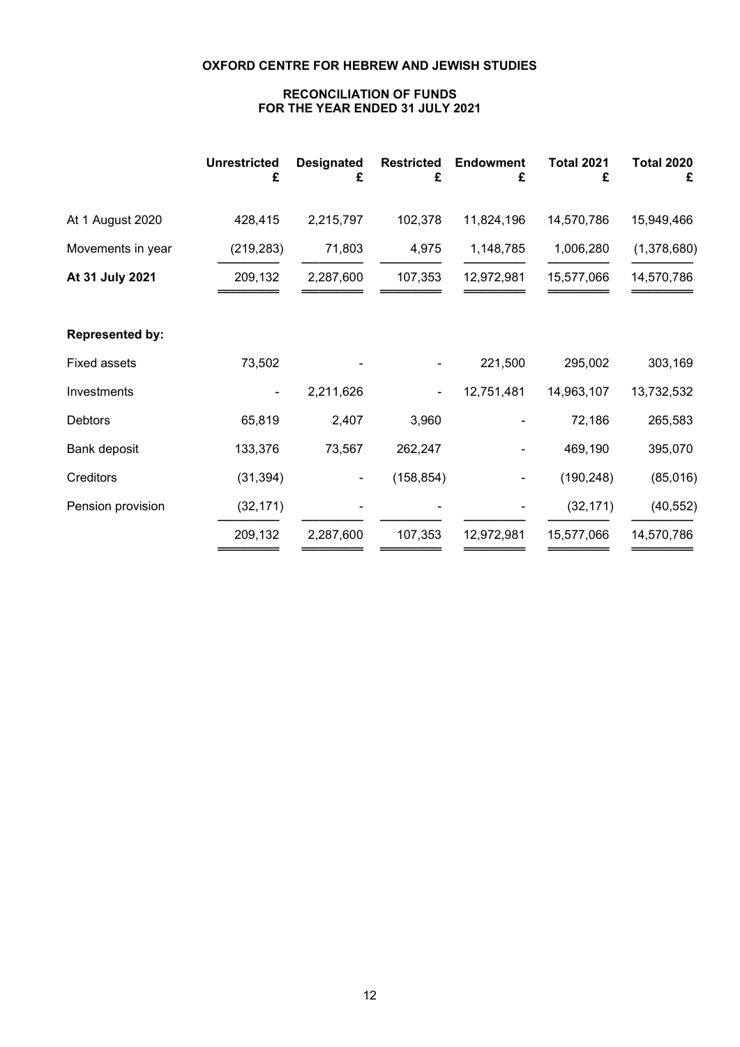# OXFORD CENTRE FOR HEBREW AND JEWISH STUDIES

## RECONCILIATION OF FUNDS
## FOR THE YEAR ENDED 31 JULY 2021

| | Unrestricted £ | Designated £ | Restricted £ | Endowment £ | Total 2021 £ | Total 2020 £ |
|---|---|---|---|---|---|---|
| At 1 August 2020 | 428,415 | 2,215,797 | 102,378 | 11,824,196 | 14,570,786 | 15,949,466 |
| Movements in year | (219,283) | 71,803 | 4,975 | 1,148,785 | 1,006,280 | (1,378,680) |
| **At 31 July 2021** | 209,132 | 2,287,600 | 107,353 | 12,972,981 | 15,577,066 | 14,570,786 |
| | | | | | | |
| **Represented by:** | | | | | | |
| Fixed assets | 73,502 | - | - | 221,500 | 295,002 | 303,169 |
| Investments | - | 2,211,626 | - | 12,751,481 | 14,963,107 | 13,732,532 |
| Debtors | 65,819 | 2,407 | 3,960 | - | 72,186 | 265,583 |
| Bank deposit | 133,376 | 73,567 | 262,247 | - | 469,190 | 395,070 |
| Creditors | (31,394) | - | (158,854) | - | (190,248) | (85,016) |
| Pension provision | (32,171) | - | - | - | (32,171) | (40,552) |
| | 209,132 | 2,287,600 | 107,353 | 12,972,981 | 15,577,066 | 14,570,786 |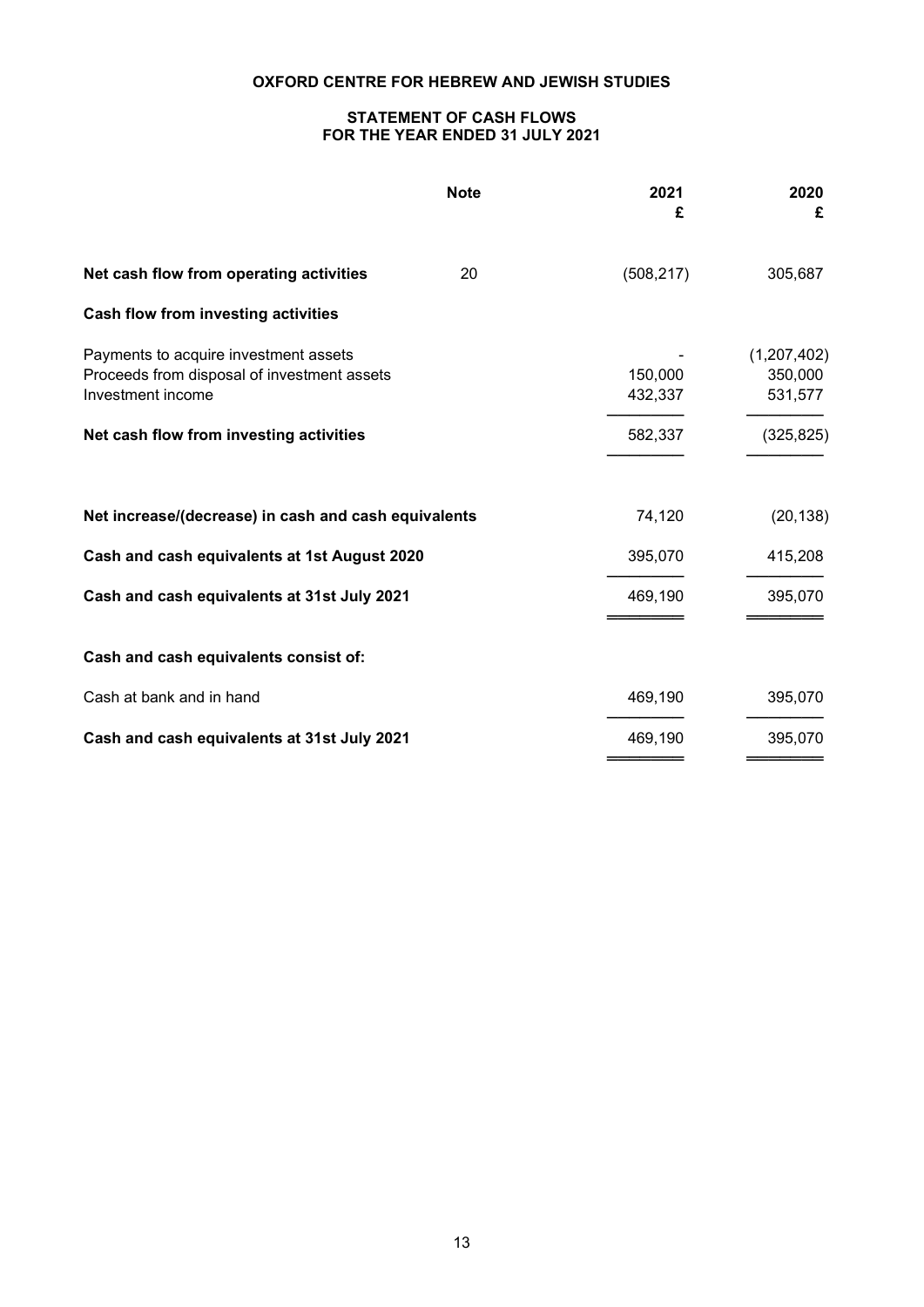# OXFORD CENTRE FOR HEBREW AND JEWISH STUDIES

## STATEMENT OF CASH FLOWS
## FOR THE YEAR ENDED 31 JULY 2021

| | Note | 2021<br>£ | 2020<br>£ |
|---|---|---|---|
| **Net cash flow from operating activities** | 20 | (508,217) | 305,687 |
| **Cash flow from investing activities** | | | |
| Payments to acquire investment assets | | - | (1,207,402) |
| Proceeds from disposal of investment assets | | 150,000 | 350,000 |
| Investment income | | 432,337 | 531,577 |
| **Net cash flow from investing activities** | | 582,337 | (325,825) |
| **Net increase/(decrease) in cash and cash equivalents** | | 74,120 | (20,138) |
| **Cash and cash equivalents at 1st August 2020** | | 395,070 | 415,208 |
| **Cash and cash equivalents at 31st July 2021** | | 469,190 | 395,070 |
| **Cash and cash equivalents consist of:** | | | |
| Cash at bank and in hand | | 469,190 | 395,070 |
| **Cash and cash equivalents at 31st July 2021** | | 469,190 | 395,070 |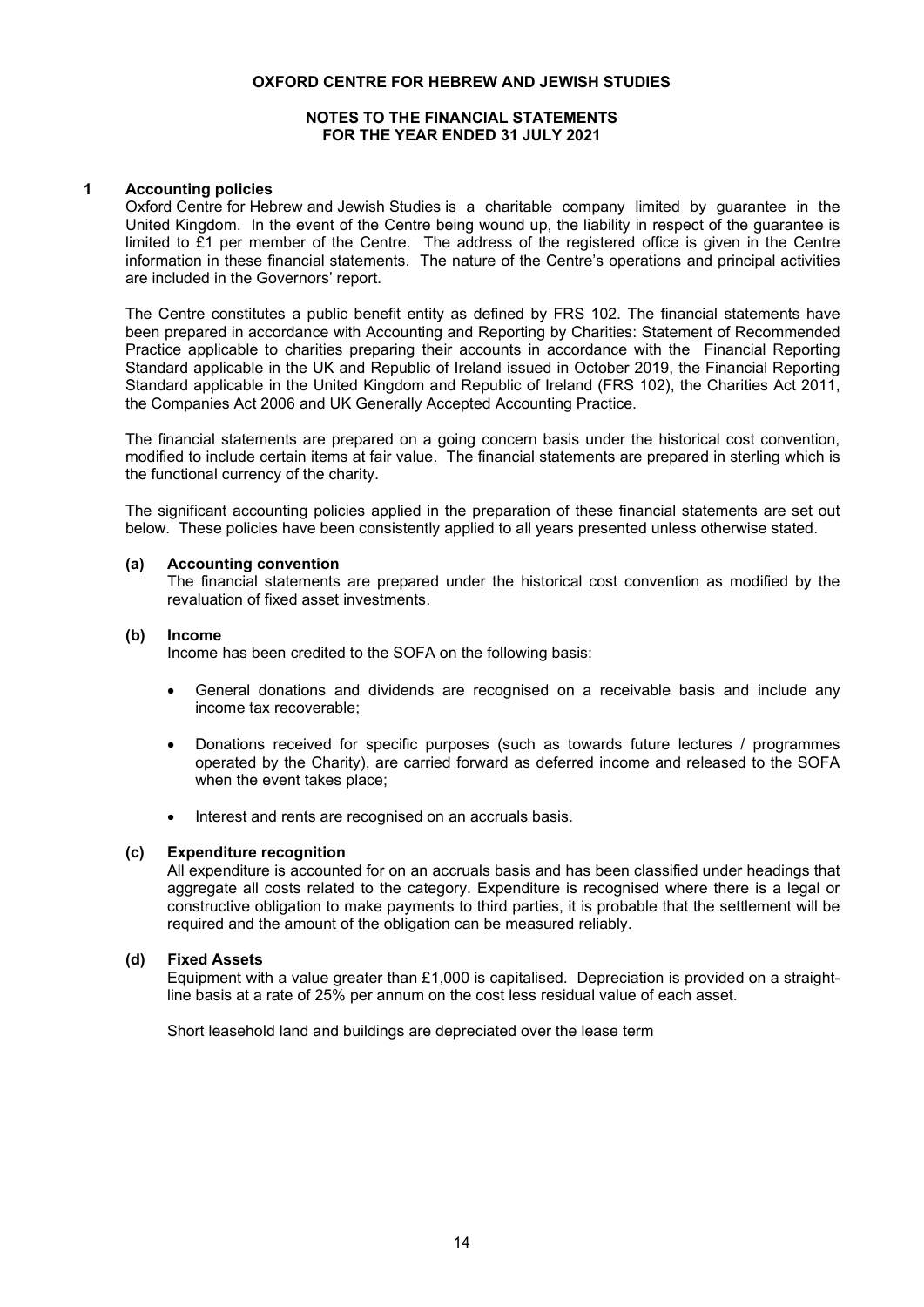**OXFORD CENTRE FOR HEBREW AND JEWISH STUDIES**

**NOTES TO THE FINANCIAL STATEMENTS**
**FOR THE YEAR ENDED 31 JULY 2021**

## 1 Accounting policies

Oxford Centre for Hebrew and Jewish Studies is a charitable company limited by guarantee in the United Kingdom. In the event of the Centre being wound up, the liability in respect of the guarantee is limited to £1 per member of the Centre. The address of the registered office is given in the Centre information in these financial statements. The nature of the Centre's operations and principal activities are included in the Governors' report.

The Centre constitutes a public benefit entity as defined by FRS 102. The financial statements have been prepared in accordance with Accounting and Reporting by Charities: Statement of Recommended Practice applicable to charities preparing their accounts in accordance with the Financial Reporting Standard applicable in the UK and Republic of Ireland issued in October 2019, the Financial Reporting Standard applicable in the United Kingdom and Republic of Ireland (FRS 102), the Charities Act 2011, the Companies Act 2006 and UK Generally Accepted Accounting Practice.

The financial statements are prepared on a going concern basis under the historical cost convention, modified to include certain items at fair value. The financial statements are prepared in sterling which is the functional currency of the charity.

The significant accounting policies applied in the preparation of these financial statements are set out below. These policies have been consistently applied to all years presented unless otherwise stated.

### (a) Accounting convention

The financial statements are prepared under the historical cost convention as modified by the revaluation of fixed asset investments.

### (b) Income

Income has been credited to the SOFA on the following basis:

- General donations and dividends are recognised on a receivable basis and include any income tax recoverable;
- Donations received for specific purposes (such as towards future lectures / programmes operated by the Charity), are carried forward as deferred income and released to the SOFA when the event takes place;
- Interest and rents are recognised on an accruals basis.

### (c) Expenditure recognition

All expenditure is accounted for on an accruals basis and has been classified under headings that aggregate all costs related to the category. Expenditure is recognised where there is a legal or constructive obligation to make payments to third parties, it is probable that the settlement will be required and the amount of the obligation can be measured reliably.

### (d) Fixed Assets

Equipment with a value greater than £1,000 is capitalised. Depreciation is provided on a straight-line basis at a rate of 25% per annum on the cost less residual value of each asset.

Short leasehold land and buildings are depreciated over the lease term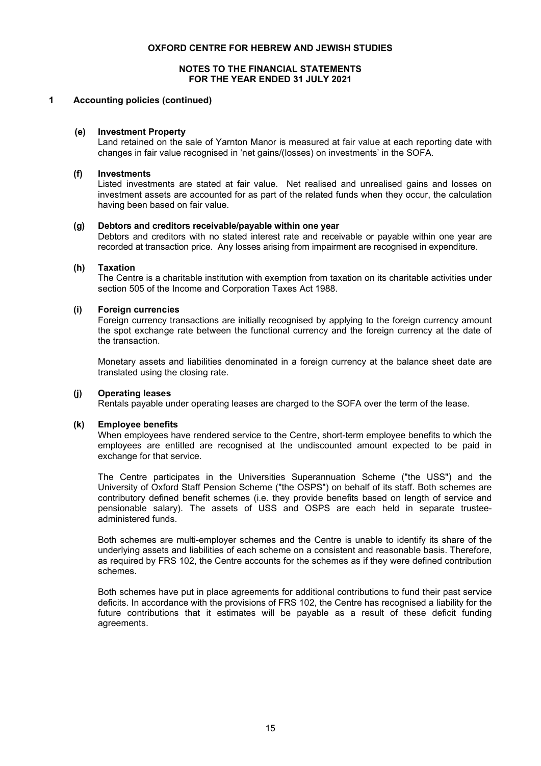# OXFORD CENTRE FOR HEBREW AND JEWISH STUDIES

## NOTES TO THE FINANCIAL STATEMENTS
## FOR THE YEAR ENDED 31 JULY 2021

### 1 Accounting policies (continued)

**(e) Investment Property**

Land retained on the sale of Yarnton Manor is measured at fair value at each reporting date with changes in fair value recognised in 'net gains/(losses) on investments' in the SOFA.

**(f) Investments**

Listed investments are stated at fair value. Net realised and unrealised gains and losses on investment assets are accounted for as part of the related funds when they occur, the calculation having been based on fair value.

**(g) Debtors and creditors receivable/payable within one year**

Debtors and creditors with no stated interest rate and receivable or payable within one year are recorded at transaction price. Any losses arising from impairment are recognised in expenditure.

**(h) Taxation**

The Centre is a charitable institution with exemption from taxation on its charitable activities under section 505 of the Income and Corporation Taxes Act 1988.

**(i) Foreign currencies**

Foreign currency transactions are initially recognised by applying to the foreign currency amount the spot exchange rate between the functional currency and the foreign currency at the date of the transaction.

Monetary assets and liabilities denominated in a foreign currency at the balance sheet date are translated using the closing rate.

**(j) Operating leases**

Rentals payable under operating leases are charged to the SOFA over the term of the lease.

**(k) Employee benefits**

When employees have rendered service to the Centre, short-term employee benefits to which the employees are entitled are recognised at the undiscounted amount expected to be paid in exchange for that service.

The Centre participates in the Universities Superannuation Scheme ("the USS") and the University of Oxford Staff Pension Scheme ("the OSPS") on behalf of its staff. Both schemes are contributory defined benefit schemes (i.e. they provide benefits based on length of service and pensionable salary). The assets of USS and OSPS are each held in separate trustee-administered funds.

Both schemes are multi-employer schemes and the Centre is unable to identify its share of the underlying assets and liabilities of each scheme on a consistent and reasonable basis. Therefore, as required by FRS 102, the Centre accounts for the schemes as if they were defined contribution schemes.

Both schemes have put in place agreements for additional contributions to fund their past service deficits. In accordance with the provisions of FRS 102, the Centre has recognised a liability for the future contributions that it estimates will be payable as a result of these deficit funding agreements.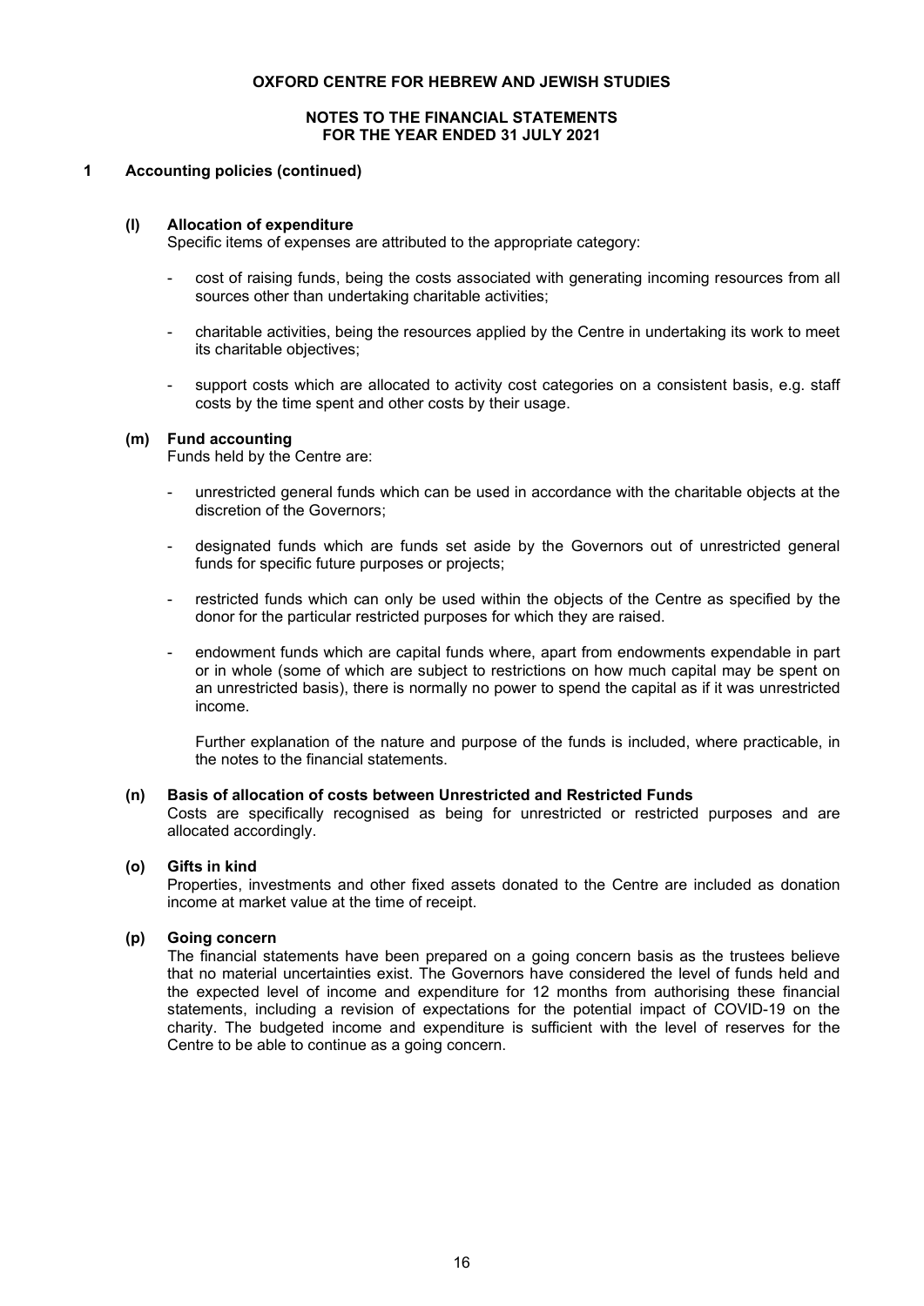**OXFORD CENTRE FOR HEBREW AND JEWISH STUDIES**

**NOTES TO THE FINANCIAL STATEMENTS**
**FOR THE YEAR ENDED 31 JULY 2021**

## 1 Accounting policies (continued)

### (l) Allocation of expenditure

Specific items of expenses are attributed to the appropriate category:

- cost of raising funds, being the costs associated with generating incoming resources from all sources other than undertaking charitable activities;
- charitable activities, being the resources applied by the Centre in undertaking its work to meet its charitable objectives;
- support costs which are allocated to activity cost categories on a consistent basis, e.g. staff costs by the time spent and other costs by their usage.

### (m) Fund accounting

Funds held by the Centre are:

- unrestricted general funds which can be used in accordance with the charitable objects at the discretion of the Governors;
- designated funds which are funds set aside by the Governors out of unrestricted general funds for specific future purposes or projects;
- restricted funds which can only be used within the objects of the Centre as specified by the donor for the particular restricted purposes for which they are raised.
- endowment funds which are capital funds where, apart from endowments expendable in part or in whole (some of which are subject to restrictions on how much capital may be spent on an unrestricted basis), there is normally no power to spend the capital as if it was unrestricted income.

  Further explanation of the nature and purpose of the funds is included, where practicable, in the notes to the financial statements.

### (n) Basis of allocation of costs between Unrestricted and Restricted Funds

Costs are specifically recognised as being for unrestricted or restricted purposes and are allocated accordingly.

### (o) Gifts in kind

Properties, investments and other fixed assets donated to the Centre are included as donation income at market value at the time of receipt.

### (p) Going concern

The financial statements have been prepared on a going concern basis as the trustees believe that no material uncertainties exist. The Governors have considered the level of funds held and the expected level of income and expenditure for 12 months from authorising these financial statements, including a revision of expectations for the potential impact of COVID-19 on the charity. The budgeted income and expenditure is sufficient with the level of reserves for the Centre to be able to continue as a going concern.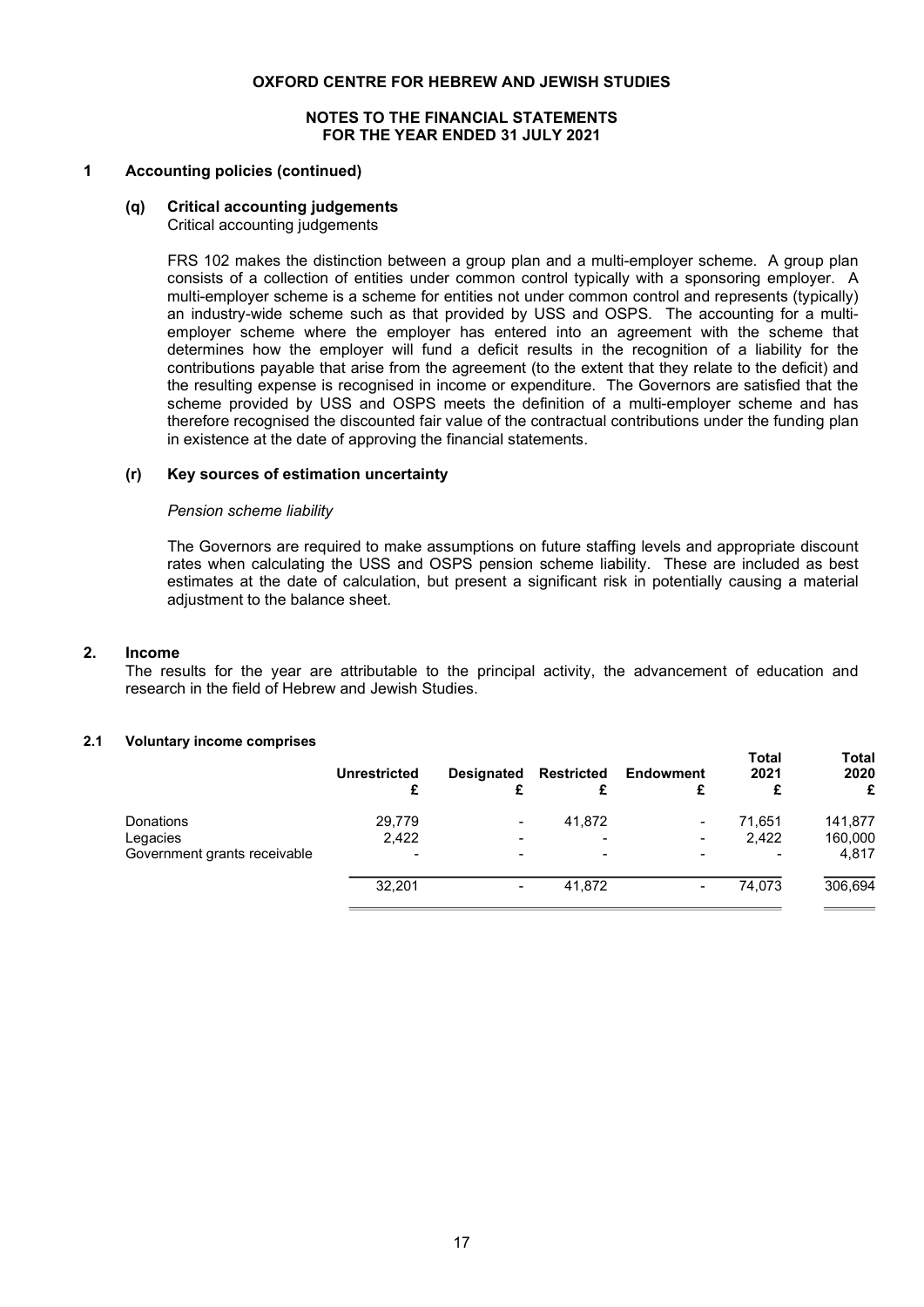**OXFORD CENTRE FOR HEBREW AND JEWISH STUDIES**

**NOTES TO THE FINANCIAL STATEMENTS**
**FOR THE YEAR ENDED 31 JULY 2021**

## 1 Accounting policies (continued)

### (q) Critical accounting judgements

Critical accounting judgements

FRS 102 makes the distinction between a group plan and a multi-employer scheme. A group plan consists of a collection of entities under common control typically with a sponsoring employer. A multi-employer scheme is a scheme for entities not under common control and represents (typically) an industry-wide scheme such as that provided by USS and OSPS. The accounting for a multi-employer scheme where the employer has entered into an agreement with the scheme that determines how the employer will fund a deficit results in the recognition of a liability for the contributions payable that arise from the agreement (to the extent that they relate to the deficit) and the resulting expense is recognised in income or expenditure. The Governors are satisfied that the scheme provided by USS and OSPS meets the definition of a multi-employer scheme and has therefore recognised the discounted fair value of the contractual contributions under the funding plan in existence at the date of approving the financial statements.

### (r) Key sources of estimation uncertainty

*Pension scheme liability*

The Governors are required to make assumptions on future staffing levels and appropriate discount rates when calculating the USS and OSPS pension scheme liability. These are included as best estimates at the date of calculation, but present a significant risk in potentially causing a material adjustment to the balance sheet.

## 2. Income

The results for the year are attributable to the principal activity, the advancement of education and research in the field of Hebrew and Jewish Studies.

### 2.1 Voluntary income comprises

| | Unrestricted £ | Designated £ | Restricted £ | Endowment £ | Total 2021 £ | Total 2020 £ |
|---|---|---|---|---|---|---|
| Donations | 29,779 | - | 41,872 | - | 71,651 | 141,877 |
| Legacies | 2,422 | - | - | - | 2,422 | 160,000 |
| Government grants receivable | - | - | - | - | - | 4,817 |
| | 32,201 | - | 41,872 | - | 74,073 | 306,694 |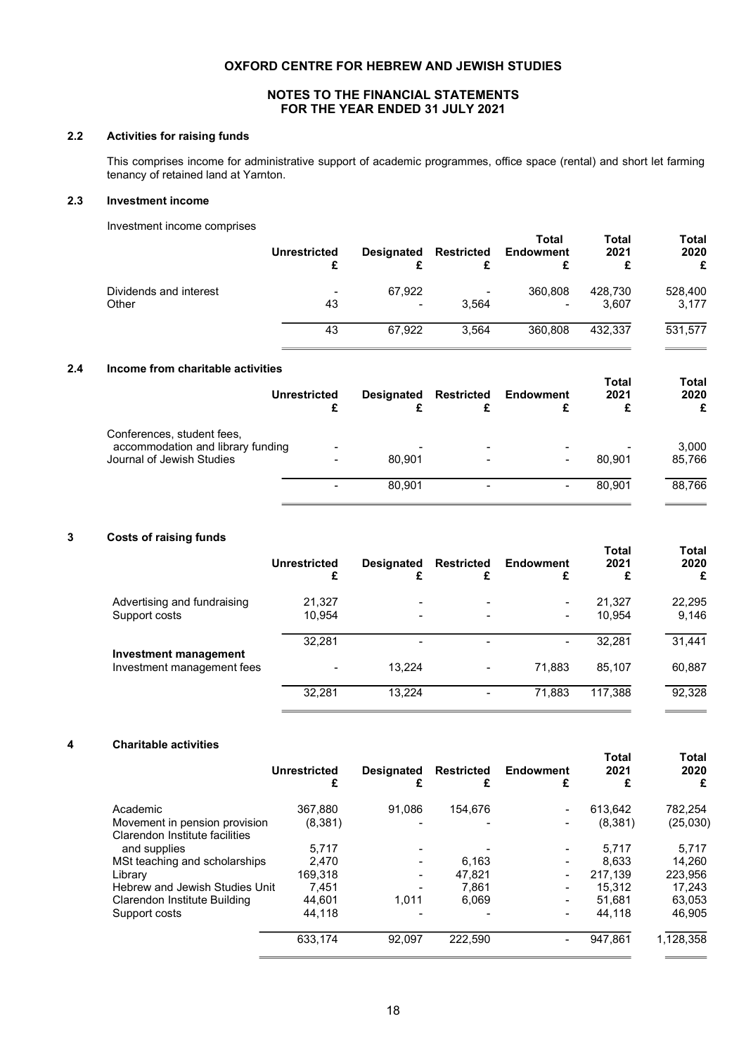# OXFORD CENTRE FOR HEBREW AND JEWISH STUDIES

## NOTES TO THE FINANCIAL STATEMENTS FOR THE YEAR ENDED 31 JULY 2021

### 2.2 Activities for raising funds

This comprises income for administrative support of academic programmes, office space (rental) and short let farming tenancy of retained land at Yarnton.

### 2.3 Investment income

Investment income comprises

| | Unrestricted £ | Designated £ | Restricted £ | Total Endowment £ | Total 2021 £ | Total 2020 £ |
|---|---|---|---|---|---|---|
| Dividends and interest | - | 67,922 | - | 360,808 | 428,730 | 528,400 |
| Other | 43 | - | 3,564 | - | 3,607 | 3,177 |
| | 43 | 67,922 | 3,564 | 360,808 | 432,337 | 531,577 |

### 2.4 Income from charitable activities

| | Unrestricted £ | Designated £ | Restricted £ | Endowment £ | Total 2021 £ | Total 2020 £ |
|---|---|---|---|---|---|---|
| Conferences, student fees, accommodation and library funding | - | - | - | - | - | 3,000 |
| Journal of Jewish Studies | - | 80,901 | - | - | 80,901 | 85,766 |
| | - | 80,901 | - | - | 80,901 | 88,766 |

### 3 Costs of raising funds

| | Unrestricted £ | Designated £ | Restricted £ | Endowment £ | Total 2021 £ | Total 2020 £ |
|---|---|---|---|---|---|---|
| Advertising and fundraising | 21,327 | - | - | - | 21,327 | 22,295 |
| Support costs | 10,954 | - | - | - | 10,954 | 9,146 |
| | 32,281 | - | - | - | 32,281 | 31,441 |
| **Investment management** | | | | | | |
| Investment management fees | - | 13,224 | - | 71,883 | 85,107 | 60,887 |
| | 32,281 | 13,224 | - | 71,883 | 117,388 | 92,328 |

### 4 Charitable activities

| | Unrestricted £ | Designated £ | Restricted £ | Endowment £ | Total 2021 £ | Total 2020 £ |
|---|---|---|---|---|---|---|
| Academic | 367,880 | 91,086 | 154,676 | - | 613,642 | 782,254 |
| Movement in pension provision | (8,381) | - | - | - | (8,381) | (25,030) |
| Clarendon Institute facilities and supplies | 5,717 | - | - | - | 5,717 | 5,717 |
| MSt teaching and scholarships | 2,470 | - | 6,163 | - | 8,633 | 14,260 |
| Library | 169,318 | - | 47,821 | - | 217,139 | 223,956 |
| Hebrew and Jewish Studies Unit | 7,451 | - | 7,861 | - | 15,312 | 17,243 |
| Clarendon Institute Building | 44,601 | 1,011 | 6,069 | - | 51,681 | 63,053 |
| Support costs | 44,118 | - | - | - | 44,118 | 46,905 |
| | 633,174 | 92,097 | 222,590 | - | 947,861 | 1,128,358 |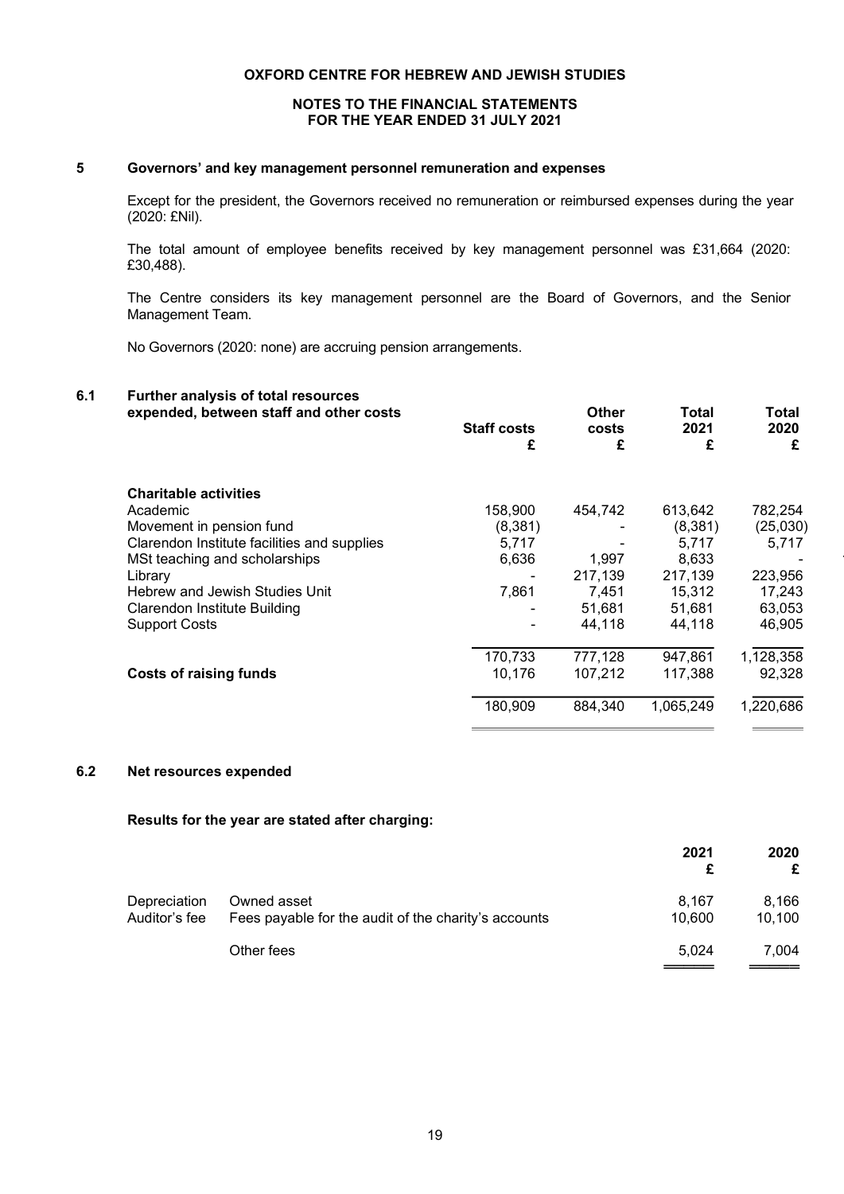**OXFORD CENTRE FOR HEBREW AND JEWISH STUDIES**

**NOTES TO THE FINANCIAL STATEMENTS**
**FOR THE YEAR ENDED 31 JULY 2021**

## 5 Governors' and key management personnel remuneration and expenses

Except for the president, the Governors received no remuneration or reimbursed expenses during the year (2020: £Nil).

The total amount of employee benefits received by key management personnel was £31,664 (2020: £30,488).

The Centre considers its key management personnel are the Board of Governors, and the Senior Management Team.

No Governors (2020: none) are accruing pension arrangements.

## 6.1 Further analysis of total resources expended, between staff and other costs

| | Staff costs £ | Other costs £ | Total 2021 £ | Total 2020 £ |
|---|---|---|---|---|
| **Charitable activities** | | | | |
| Academic | 158,900 | 454,742 | 613,642 | 782,254 |
| Movement in pension fund | (8,381) | - | (8,381) | (25,030) |
| Clarendon Institute facilities and supplies | 5,717 | - | 5,717 | 5,717 |
| MSt teaching and scholarships | 6,636 | 1,997 | 8,633 | - |
| Library | - | 217,139 | 217,139 | 223,956 |
| Hebrew and Jewish Studies Unit | 7,861 | 7,451 | 15,312 | 17,243 |
| Clarendon Institute Building | - | 51,681 | 51,681 | 63,053 |
| Support Costs | - | 44,118 | 44,118 | 46,905 |
| | 170,733 | 777,128 | 947,861 | 1,128,358 |
| **Costs of raising funds** | 10,176 | 107,212 | 117,388 | 92,328 |
| | 180,909 | 884,340 | 1,065,249 | 1,220,686 |

## 6.2 Net resources expended

**Results for the year are stated after charging:**

| | | 2021 £ | 2020 £ |
|---|---|---|---|
| Depreciation | Owned asset | 8,167 | 8,166 |
| Auditor's fee | Fees payable for the audit of the charity's accounts | 10,600 | 10,100 |
| | Other fees | 5,024 | 7,004 |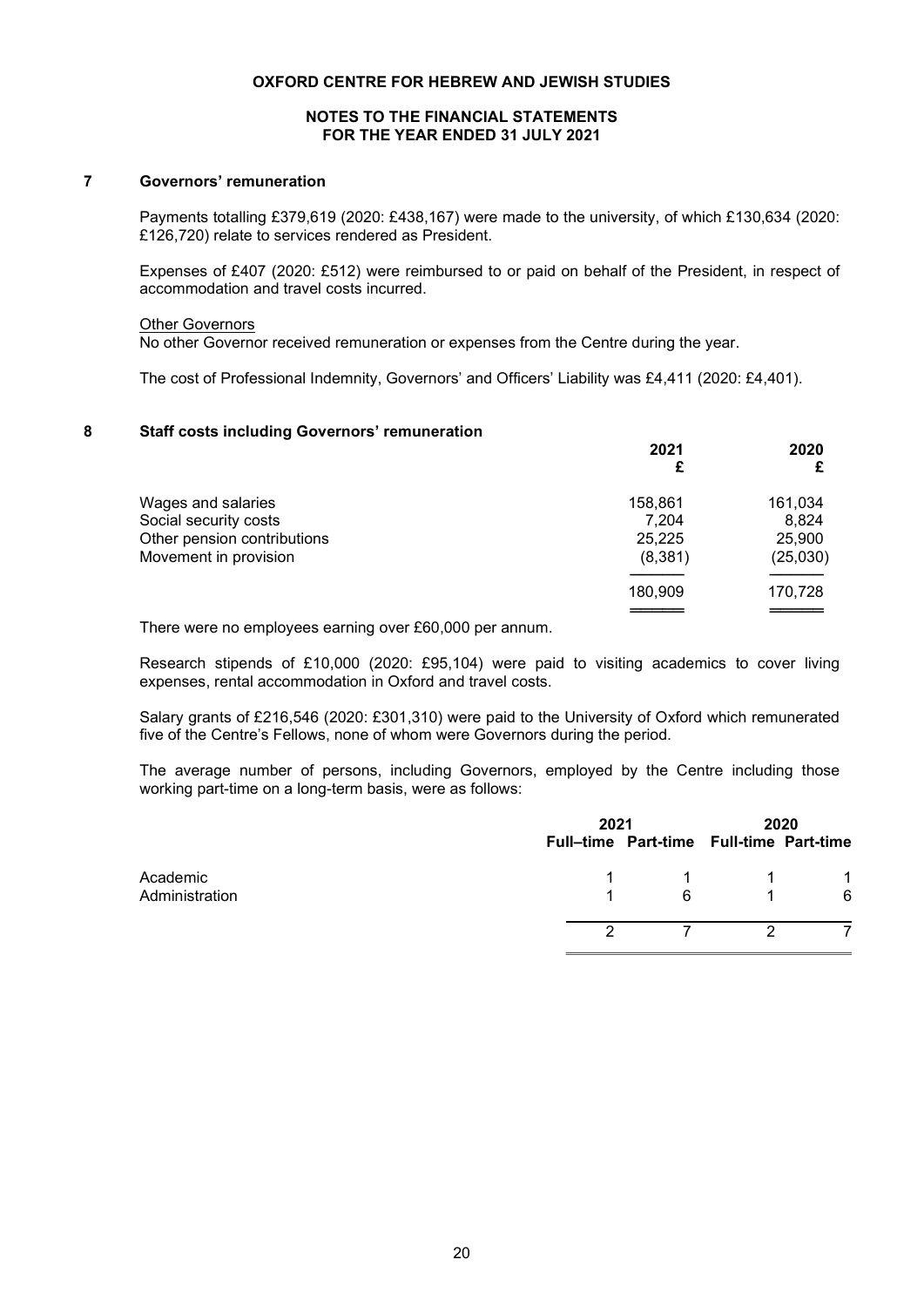# OXFORD CENTRE FOR HEBREW AND JEWISH STUDIES

## NOTES TO THE FINANCIAL STATEMENTS FOR THE YEAR ENDED 31 JULY 2021

### 7 Governors' remuneration

Payments totalling £379,619 (2020: £438,167) were made to the university, of which £130,634 (2020: £126,720) relate to services rendered as President.

Expenses of £407 (2020: £512) were reimbursed to or paid on behalf of the President, in respect of accommodation and travel costs incurred.

Other Governors

No other Governor received remuneration or expenses from the Centre during the year.

The cost of Professional Indemnity, Governors' and Officers' Liability was £4,411 (2020: £4,401).

### 8 Staff costs including Governors' remuneration

| | 2021 £ | 2020 £ |
|---|---|---|
| Wages and salaries | 158,861 | 161,034 |
| Social security costs | 7,204 | 8,824 |
| Other pension contributions | 25,225 | 25,900 |
| Movement in provision | (8,381) | (25,030) |
| | 180,909 | 170,728 |

There were no employees earning over £60,000 per annum.

Research stipends of £10,000 (2020: £95,104) were paid to visiting academics to cover living expenses, rental accommodation in Oxford and travel costs.

Salary grants of £216,546 (2020: £301,310) were paid to the University of Oxford which remunerated five of the Centre's Fellows, none of whom were Governors during the period.

The average number of persons, including Governors, employed by the Centre including those working part-time on a long-term basis, were as follows:

| | 2021 | | 2020 | |
|---|---|---|---|---|
| | Full–time | Part-time | Full-time | Part-time |
| Academic | 1 | 1 | 1 | 1 |
| Administration | 1 | 6 | 1 | 6 |
| | 2 | 7 | 2 | 7 |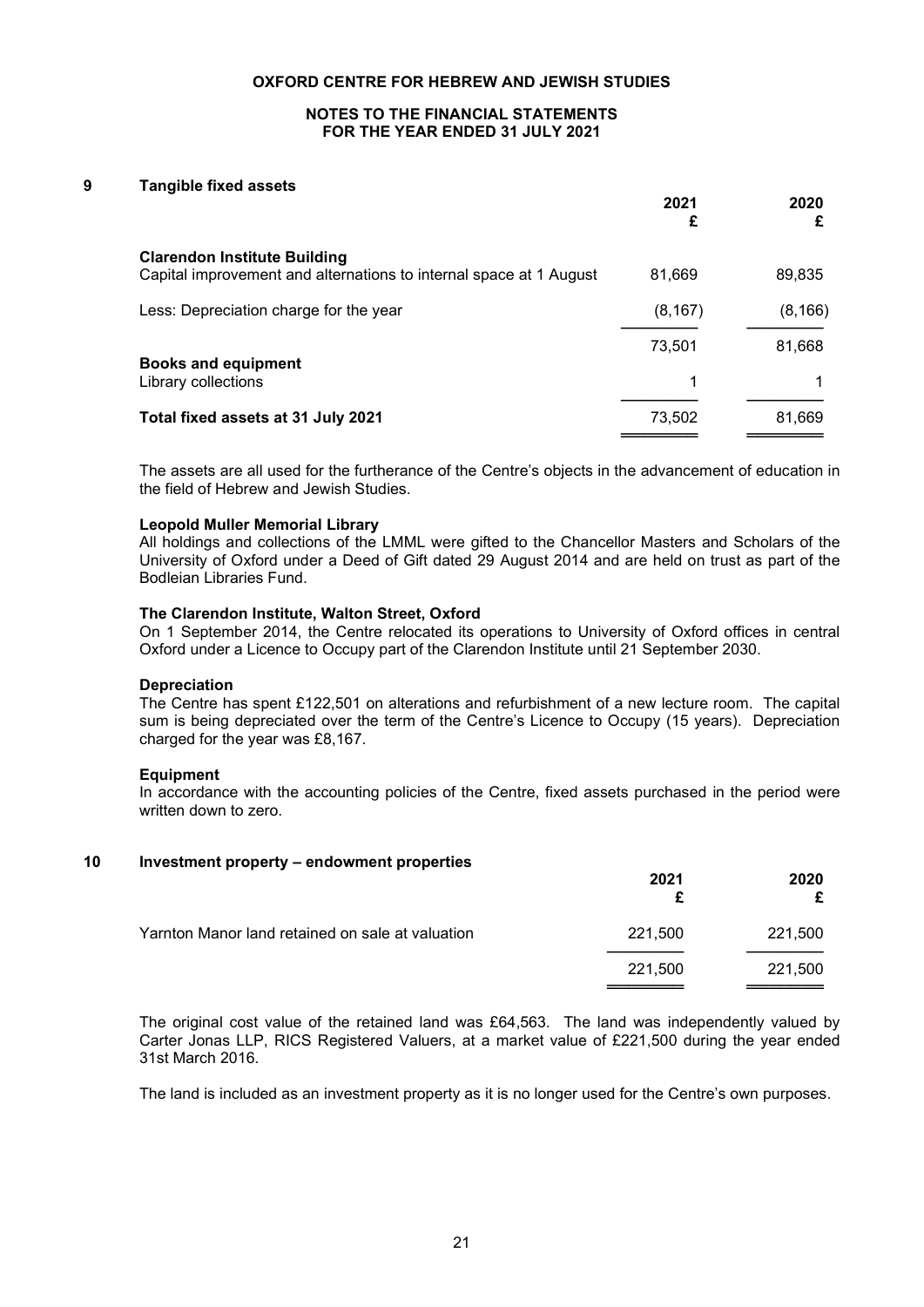**OXFORD CENTRE FOR HEBREW AND JEWISH STUDIES**

**NOTES TO THE FINANCIAL STATEMENTS**
**FOR THE YEAR ENDED 31 JULY 2021**

## 9 Tangible fixed assets

| | 2021 £ | 2020 £ |
|---|---|---|
| **Clarendon Institute Building** | | |
| Capital improvement and alternations to internal space at 1 August | 81,669 | 89,835 |
| Less: Depreciation charge for the year | (8,167) | (8,166) |
| | 73,501 | 81,668 |
| **Books and equipment** | | |
| Library collections | 1 | 1 |
| **Total fixed assets at 31 July 2021** | 73,502 | 81,669 |

The assets are all used for the furtherance of the Centre's objects in the advancement of education in the field of Hebrew and Jewish Studies.

**Leopold Muller Memorial Library**
All holdings and collections of the LMML were gifted to the Chancellor Masters and Scholars of the University of Oxford under a Deed of Gift dated 29 August 2014 and are held on trust as part of the Bodleian Libraries Fund.

**The Clarendon Institute, Walton Street, Oxford**
On 1 September 2014, the Centre relocated its operations to University of Oxford offices in central Oxford under a Licence to Occupy part of the Clarendon Institute until 21 September 2030.

**Depreciation**
The Centre has spent £122,501 on alterations and refurbishment of a new lecture room. The capital sum is being depreciated over the term of the Centre's Licence to Occupy (15 years). Depreciation charged for the year was £8,167.

**Equipment**
In accordance with the accounting policies of the Centre, fixed assets purchased in the period were written down to zero.

## 10 Investment property – endowment properties

| | 2021 £ | 2020 £ |
|---|---|---|
| Yarnton Manor land retained on sale at valuation | 221,500 | 221,500 |
| | 221,500 | 221,500 |

The original cost value of the retained land was £64,563. The land was independently valued by Carter Jonas LLP, RICS Registered Valuers, at a market value of £221,500 during the year ended 31st March 2016.

The land is included as an investment property as it is no longer used for the Centre's own purposes.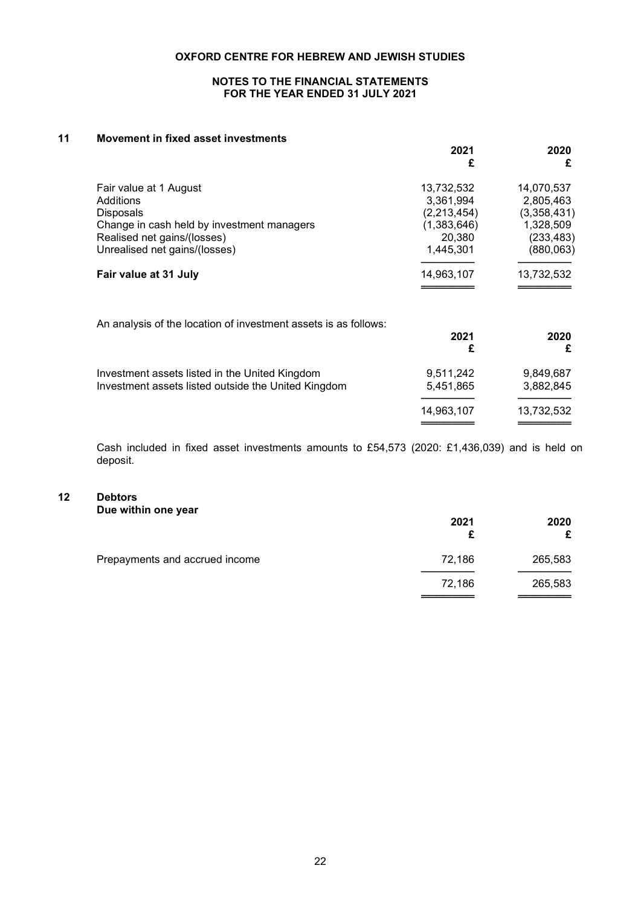**OXFORD CENTRE FOR HEBREW AND JEWISH STUDIES**

**NOTES TO THE FINANCIAL STATEMENTS**
**FOR THE YEAR ENDED 31 JULY 2021**

## 11 Movement in fixed asset investments

| | 2021 £ | 2020 £ |
|---|---|---|
| Fair value at 1 August | 13,732,532 | 14,070,537 |
| Additions | 3,361,994 | 2,805,463 |
| Disposals | (2,213,454) | (3,358,431) |
| Change in cash held by investment managers | (1,383,646) | 1,328,509 |
| Realised net gains/(losses) | 20,380 | (233,483) |
| Unrealised net gains/(losses) | 1,445,301 | (880,063) |
| **Fair value at 31 July** | 14,963,107 | 13,732,532 |

An analysis of the location of investment assets is as follows:

| | 2021 £ | 2020 £ |
|---|---|---|
| Investment assets listed in the United Kingdom | 9,511,242 | 9,849,687 |
| Investment assets listed outside the United Kingdom | 5,451,865 | 3,882,845 |
| | 14,963,107 | 13,732,532 |

Cash included in fixed asset investments amounts to £54,573 (2020: £1,436,039) and is held on deposit.

## 12 Debtors

**Due within one year**

| | 2021 £ | 2020 £ |
|---|---|---|
| Prepayments and accrued income | 72,186 | 265,583 |
| | 72,186 | 265,583 |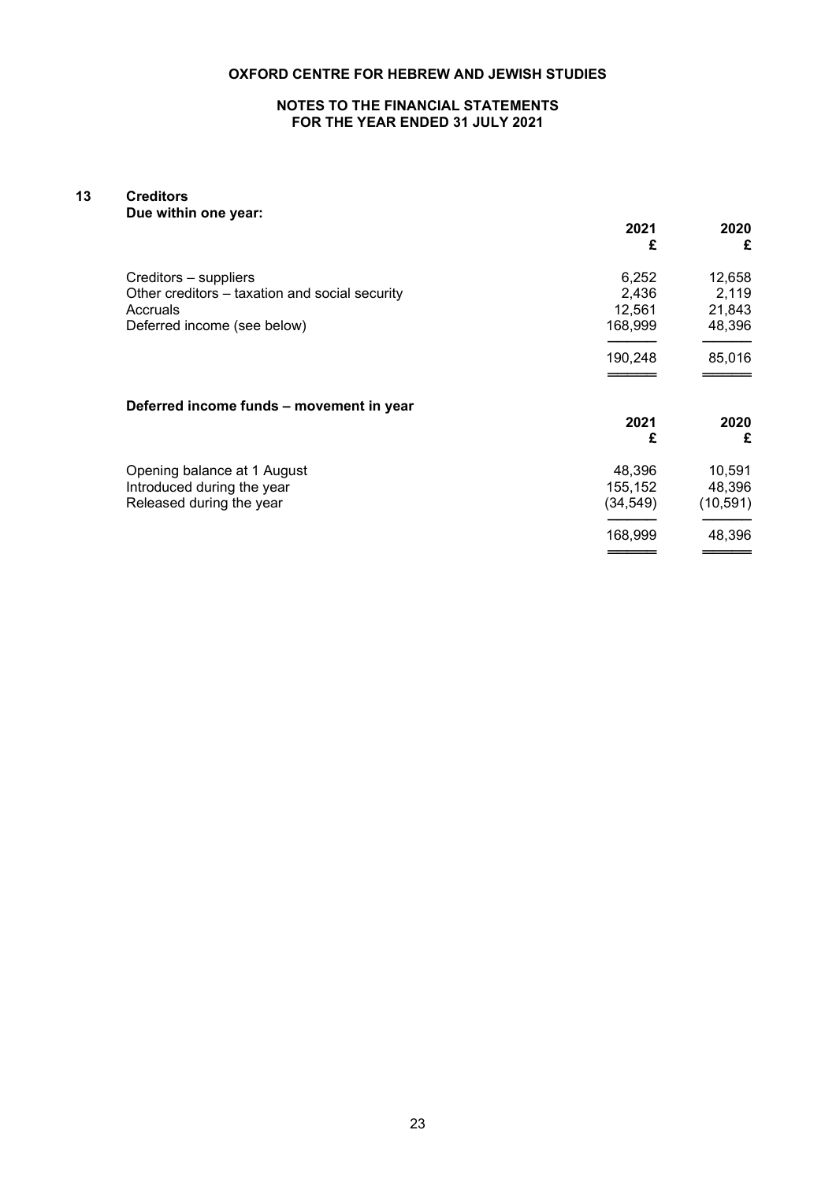## 13 Creditors

**Due within one year:**

| | 2021 £ | 2020 £ |
|---|---|---|
| Creditors – suppliers | 6,252 | 12,658 |
| Other creditors – taxation and social security | 2,436 | 2,119 |
| Accruals | 12,561 | 21,843 |
| Deferred income (see below) | 168,999 | 48,396 |
| | 190,248 | 85,016 |

**Deferred income funds – movement in year**

| | 2021 £ | 2020 £ |
|---|---|---|
| Opening balance at 1 August | 48,396 | 10,591 |
| Introduced during the year | 155,152 | 48,396 |
| Released during the year | (34,549) | (10,591) |
| | 168,999 | 48,396 |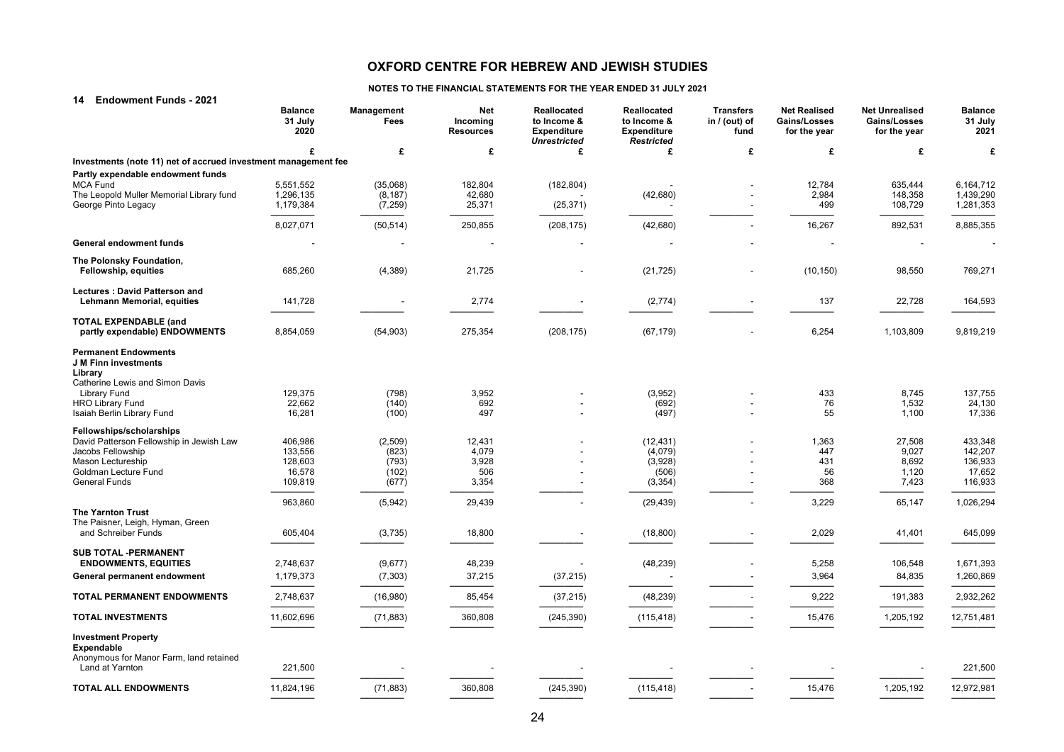# OXFORD CENTRE FOR HEBREW AND JEWISH STUDIES

**NOTES TO THE FINANCIAL STATEMENTS FOR THE YEAR ENDED 31 JULY 2021**

## 14 Endowment Funds - 2021

| | Balance 31 July 2020 | Management Fees | Net Incoming Resources | Reallocated to Income & Expenditure *Unrestricted* | Reallocated to Income & Expenditure *Restricted* | Transfers in / (out) of fund | Net Realised Gains/Losses for the year | Net Unrealised Gains/Losses for the year | Balance 31 July 2021 |
|---|---|---|---|---|---|---|---|---|---|
| | £ | £ | £ | £ | £ | £ | £ | £ | £ |
| **Investments (note 11) net of accrued investment management fee** | | | | | | | | | |
| **Partly expendable endowment funds** | | | | | | | | | |
| MCA Fund | 5,551,552 | (35,068) | 182,804 | (182,804) | - | - | 12,784 | 635,444 | 6,164,712 |
| The Leopold Muller Memorial Library fund | 1,296,135 | (8,187) | 42,680 | - | (42,680) | - | 2,984 | 148,358 | 1,439,290 |
| George Pinto Legacy | 1,179,384 | (7,259) | 25,371 | (25,371) | - | - | 499 | 108,729 | 1,281,353 |
| | 8,027,071 | (50,514) | 250,855 | (208,175) | (42,680) | - | 16,267 | 892,531 | 8,885,355 |
| **General endowment funds** | - | - | - | - | - | - | - | - | - |
| **The Polonsky Foundation, Fellowship, equities** | 685,260 | (4,389) | 21,725 | - | (21,725) | - | (10,150) | 98,550 | 769,271 |
| **Lectures : David Patterson and Lehmann Memorial, equities** | 141,728 | - | 2,774 | - | (2,774) | - | 137 | 22,728 | 164,593 |
| **TOTAL EXPENDABLE (and partly expendable) ENDOWMENTS** | 8,854,059 | (54,903) | 275,354 | (208,175) | (67,179) | - | 6,254 | 1,103,809 | 9,819,219 |
| **Permanent Endowments** | | | | | | | | | |
| **J M Finn investments** | | | | | | | | | |
| **Library** | | | | | | | | | |
| Catherine Lewis and Simon Davis Library Fund | 129,375 | (798) | 3,952 | - | (3,952) | - | 433 | 8,745 | 137,755 |
| HRO Library Fund | 22,662 | (140) | 692 | - | (692) | - | 76 | 1,532 | 24,130 |
| Isaiah Berlin Library Fund | 16,281 | (100) | 497 | - | (497) | - | 55 | 1,100 | 17,336 |
| **Fellowships/scholarships** | | | | | | | | | |
| David Patterson Fellowship in Jewish Law | 406,986 | (2,509) | 12,431 | - | (12,431) | - | 1,363 | 27,508 | 433,348 |
| Jacobs Fellowship | 133,556 | (823) | 4,079 | - | (4,079) | - | 447 | 9,027 | 142,207 |
| Mason Lectureship | 128,603 | (793) | 3,928 | - | (3,928) | - | 431 | 8,692 | 136,933 |
| Goldman Lecture Fund | 16,578 | (102) | 506 | - | (506) | - | 56 | 1,120 | 17,652 |
| General Funds | 109,819 | (677) | 3,354 | - | (3,354) | - | 368 | 7,423 | 116,933 |
| | 963,860 | (5,942) | 29,439 | - | (29,439) | - | 3,229 | 65,147 | 1,026,294 |
| **The Yarnton Trust** | | | | | | | | | |
| The Paisner, Leigh, Hyman, Green and Schreiber Funds | 605,404 | (3,735) | 18,800 | - | (18,800) | - | 2,029 | 41,401 | 645,099 |
| **SUB TOTAL -PERMANENT ENDOWMENTS, EQUITIES** | 2,748,637 | (9,677) | 48,239 | - | (48,239) | - | 5,258 | 106,548 | 1,671,393 |
| **General permanent endowment** | 1,179,373 | (7,303) | 37,215 | (37,215) | - | - | 3,964 | 84,835 | 1,260,869 |
| **TOTAL PERMANENT ENDOWMENTS** | 2,748,637 | (16,980) | 85,454 | (37,215) | (48,239) | - | 9,222 | 191,383 | 2,932,262 |
| **TOTAL INVESTMENTS** | 11,602,696 | (71,883) | 360,808 | (245,390) | (115,418) | - | 15,476 | 1,205,192 | 12,751,481 |
| **Investment Property** | | | | | | | | | |
| **Expendable** | | | | | | | | | |
| Anonymous for Manor Farm, land retained Land at Yarnton | 221,500 | - | - | - | - | - | - | - | 221,500 |
| **TOTAL ALL ENDOWMENTS** | 11,824,196 | (71,883) | 360,808 | (245,390) | (115,418) | - | 15,476 | 1,205,192 | 12,972,981 |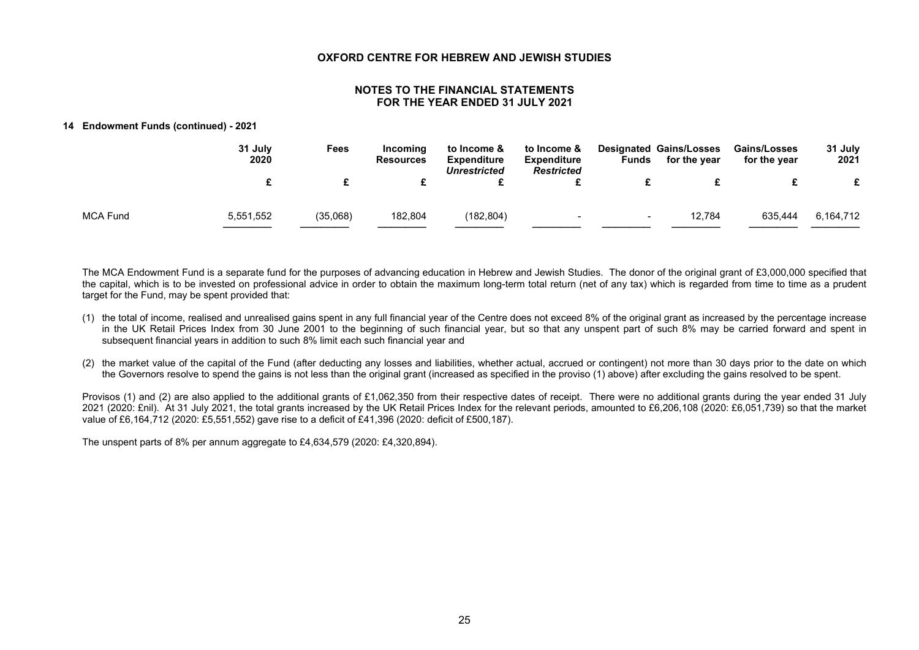**14 Endowment Funds (continued) - 2021**

| | 31 July 2020 | Fees | Incoming Resources | to Income & Expenditure *Unrestricted* | to Income & Expenditure *Restricted* | Designated Funds | Gains/Losses for the year | Gains/Losses for the year | 31 July 2021 |
|---|---|---|---|---|---|---|---|---|---|
| | £ | £ | £ | £ | £ | £ | £ | £ | £ |
| MCA Fund | 5,551,552 | (35,068) | 182,804 | (182,804) | - | - | 12,784 | 635,444 | 6,164,712 |

The MCA Endowment Fund is a separate fund for the purposes of advancing education in Hebrew and Jewish Studies. The donor of the original grant of £3,000,000 specified that the capital, which is to be invested on professional advice in order to obtain the maximum long-term total return (net of any tax) which is regarded from time to time as a prudent target for the Fund, may be spent provided that:

(1) the total of income, realised and unrealised gains spent in any full financial year of the Centre does not exceed 8% of the original grant as increased by the percentage increase in the UK Retail Prices Index from 30 June 2001 to the beginning of such financial year, but so that any unspent part of such 8% may be carried forward and spent in subsequent financial years in addition to such 8% limit each such financial year and

(2) the market value of the capital of the Fund (after deducting any losses and liabilities, whether actual, accrued or contingent) not more than 30 days prior to the date on which the Governors resolve to spend the gains is not less than the original grant (increased as specified in the proviso (1) above) after excluding the gains resolved to be spent.

Provisos (1) and (2) are also applied to the additional grants of £1,062,350 from their respective dates of receipt. There were no additional grants during the year ended 31 July 2021 (2020: £nil). At 31 July 2021, the total grants increased by the UK Retail Prices Index for the relevant periods, amounted to £6,206,108 (2020: £6,051,739) so that the market value of £6,164,712 (2020: £5,551,552) gave rise to a deficit of £41,396 (2020: deficit of £500,187).

The unspent parts of 8% per annum aggregate to £4,634,579 (2020: £4,320,894).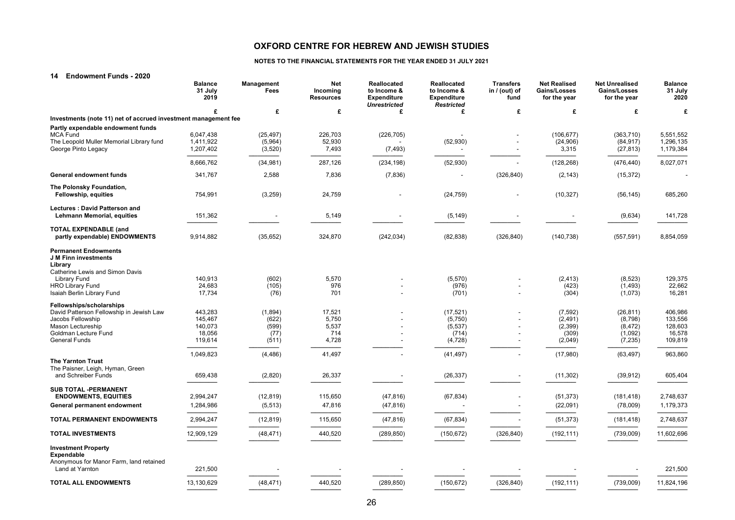# OXFORD CENTRE FOR HEBREW AND JEWISH STUDIES

## NOTES TO THE FINANCIAL STATEMENTS FOR THE YEAR ENDED 31 JULY 2021

### 14 Endowment Funds - 2020

| | Balance 31 July 2019 | Management Fees | Net Incoming Resources | Reallocated to Income & Expenditure *Unrestricted* | Reallocated to Income & Expenditure *Restricted* | Transfers in / (out) of fund | Net Realised Gains/Losses for the year | Net Unrealised Gains/Losses for the year | Balance 31 July 2020 |
|---|---|---|---|---|---|---|---|---|---|
| | £ | £ | £ | £ | £ | £ | £ | £ | £ |
| **Investments (note 11) net of accrued investment management fee** | | | | | | | | | |
| **Partly expendable endowment funds** | | | | | | | | | |
| MCA Fund | 6,047,438 | (25,497) | 226,703 | (226,705) | - | - | (106,677) | (363,710) | 5,551,552 |
| The Leopold Muller Memorial Library fund | 1,411,922 | (5,964) | 52,930 | - | (52,930) | - | (24,906) | (84,917) | 1,296,135 |
| George Pinto Legacy | 1,207,402 | (3,520) | 7,493 | (7,493) | - | - | 3,315 | (27,813) | 1,179,384 |
| | 8,666,762 | (34,981) | 287,126 | (234,198) | (52,930) | - | (128,268) | (476,440) | 8,027,071 |
| **General endowment funds** | 341,767 | 2,588 | 7,836 | (7,836) | - | (326,840) | (2,143) | (15,372) | - |
| **The Polonsky Foundation, Fellowship, equities** | 754,991 | (3,259) | 24,759 | - | (24,759) | - | (10,327) | (56,145) | 685,260 |
| **Lectures : David Patterson and Lehmann Memorial, equities** | 151,362 | - | 5,149 | - | (5,149) | - | - | (9,634) | 141,728 |
| **TOTAL EXPENDABLE (and partly expendable) ENDOWMENTS** | 9,914,882 | (35,652) | 324,870 | (242,034) | (82,838) | (326,840) | (140,738) | (557,591) | 8,854,059 |
| **Permanent Endowments** | | | | | | | | | |
| **J M Finn investments** | | | | | | | | | |
| **Library** | | | | | | | | | |
| Catherine Lewis and Simon Davis Library Fund | 140,913 | (602) | 5,570 | - | (5,570) | - | (2,413) | (8,523) | 129,375 |
| HRO Library Fund | 24,683 | (105) | 976 | - | (976) | - | (423) | (1,493) | 22,662 |
| Isaiah Berlin Library Fund | 17,734 | (76) | 701 | - | (701) | - | (304) | (1,073) | 16,281 |
| **Fellowships/scholarships** | | | | | | | | | |
| David Patterson Fellowship in Jewish Law | 443,283 | (1,894) | 17,521 | - | (17,521) | - | (7,592) | (26,811) | 406,986 |
| Jacobs Fellowship | 145,467 | (622) | 5,750 | - | (5,750) | - | (2,491) | (8,798) | 133,556 |
| Mason Lectureship | 140,073 | (599) | 5,537 | - | (5,537) | - | (2,399) | (8,472) | 128,603 |
| Goldman Lecture Fund | 18,056 | (77) | 714 | - | (714) | - | (309) | (1,092) | 16,578 |
| General Funds | 119,614 | (511) | 4,728 | - | (4,728) | - | (2,049) | (7,235) | 109,819 |
| | 1,049,823 | (4,486) | 41,497 | - | (41,497) | - | (17,980) | (63,497) | 963,860 |
| **The Yarnton Trust** | | | | | | | | | |
| The Paisner, Leigh, Hyman, Green and Schreiber Funds | 659,438 | (2,820) | 26,337 | - | (26,337) | - | (11,302) | (39,912) | 605,404 |
| **SUB TOTAL -PERMANENT ENDOWMENTS, EQUITIES** | 2,994,247 | (12,819) | 115,650 | (47,816) | (67,834) | - | (51,373) | (181,418) | 2,748,637 |
| **General permanent endowment** | 1,284,986 | (5,513) | 47,816 | (47,816) | - | - | (22,091) | (78,009) | 1,179,373 |
| **TOTAL PERMANENT ENDOWMENTS** | 2,994,247 | (12,819) | 115,650 | (47,816) | (67,834) | - | (51,373) | (181,418) | 2,748,637 |
| **TOTAL INVESTMENTS** | 12,909,129 | (48,471) | 440,520 | (289,850) | (150,672) | (326,840) | (192,111) | (739,009) | 11,602,696 |
| **Investment Property** | | | | | | | | | |
| **Expendable** | | | | | | | | | |
| Anonymous for Manor Farm, land retained Land at Yarnton | 221,500 | - | - | - | - | - | - | - | 221,500 |
| **TOTAL ALL ENDOWMENTS** | 13,130,629 | (48,471) | 440,520 | (289,850) | (150,672) | (326,840) | (192,111) | (739,009) | 11,824,196 |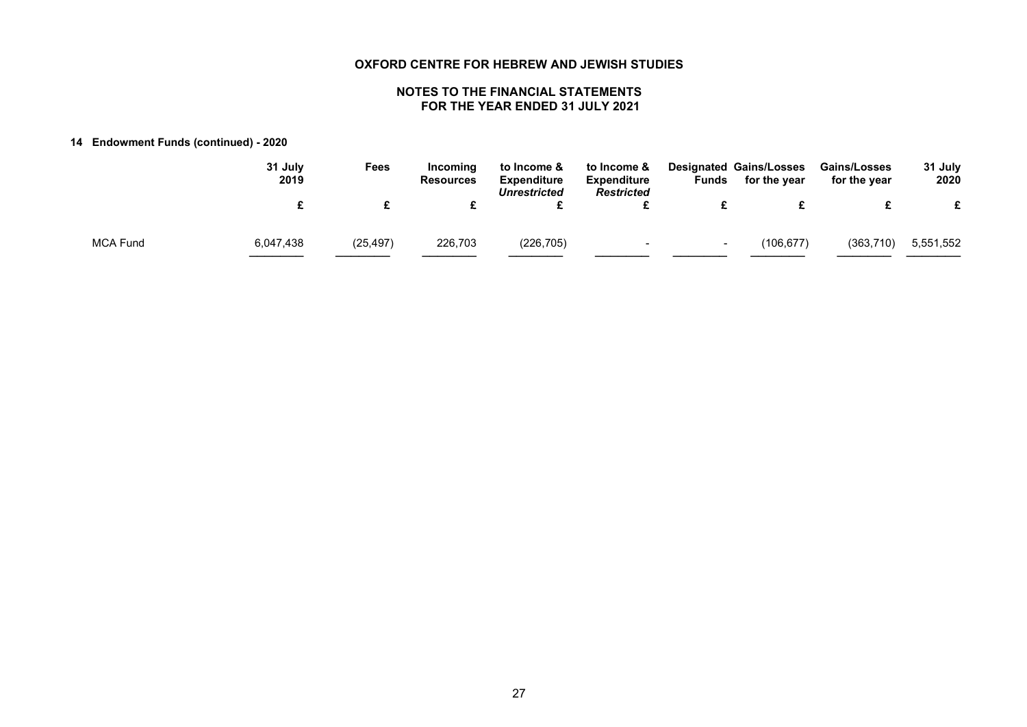OXFORD CENTRE FOR HEBREW AND JEWISH STUDIES

NOTES TO THE FINANCIAL STATEMENTS
FOR THE YEAR ENDED 31 JULY 2021

**14 Endowment Funds (continued) - 2020**

| | 31 July 2019 | Fees | Incoming Resources | to Income & Expenditure *Unrestricted* | to Income & Expenditure *Restricted* | Designated Funds | Gains/Losses for the year | Gains/Losses for the year | 31 July 2020 |
|---|---|---|---|---|---|---|---|---|---|
| | £ | £ | £ | £ | £ | £ | £ | £ | £ |
| MCA Fund | 6,047,438 | (25,497) | 226,703 | (226,705) | - | - | (106,677) | (363,710) | 5,551,552 |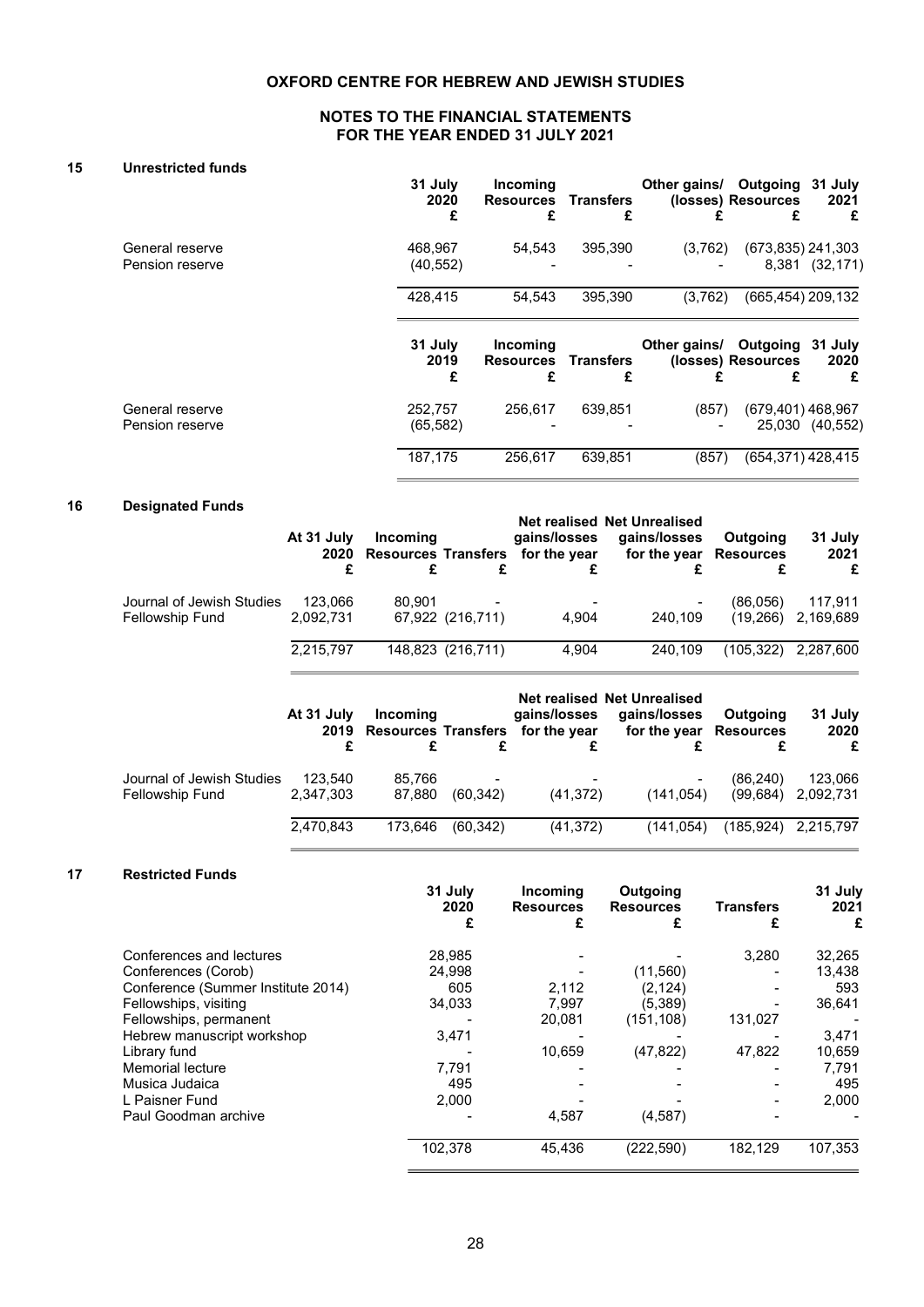# OXFORD CENTRE FOR HEBREW AND JEWISH STUDIES

## NOTES TO THE FINANCIAL STATEMENTS FOR THE YEAR ENDED 31 JULY 2021

### 15 Unrestricted funds

| | 31 July 2020 £ | Incoming Resources £ | Transfers £ | Other gains/ (losses) £ | Outgoing Resources £ | 31 July 2021 £ |
|---|---|---|---|---|---|---|
| General reserve | 468,967 | 54,543 | 395,390 | (3,762) | (673,835) | 241,303 |
| Pension reserve | (40,552) | - | - | - | 8,381 | (32,171) |
| | 428,415 | 54,543 | 395,390 | (3,762) | (665,454) | 209,132 |

| | 31 July 2019 £ | Incoming Resources £ | Transfers £ | Other gains/ (losses) £ | Outgoing Resources £ | 31 July 2020 £ |
|---|---|---|---|---|---|---|
| General reserve | 252,757 | 256,617 | 639,851 | (857) | (679,401) | 468,967 |
| Pension reserve | (65,582) | - | - | - | 25,030 | (40,552) |
| | 187,175 | 256,617 | 639,851 | (857) | (654,371) | 428,415 |

### 16 Designated Funds

| | At 31 July 2020 £ | Incoming Resources £ | Transfers £ | Net realised gains/losses for the year £ | Net Unrealised gains/losses for the year £ | Outgoing Resources £ | 31 July 2021 £ |
|---|---|---|---|---|---|---|---|
| Journal of Jewish Studies | 123,066 | 80,901 | - | - | - | (86,056) | 117,911 |
| Fellowship Fund | 2,092,731 | 67,922 | (216,711) | 4,904 | 240,109 | (19,266) | 2,169,689 |
| | 2,215,797 | 148,823 | (216,711) | 4,904 | 240,109 | (105,322) | 2,287,600 |

| | At 31 July 2019 £ | Incoming Resources £ | Transfers £ | Net realised gains/losses for the year £ | Net Unrealised gains/losses for the year £ | Outgoing Resources £ | 31 July 2020 £ |
|---|---|---|---|---|---|---|---|
| Journal of Jewish Studies | 123,540 | 85,766 | - | - | - | (86,240) | 123,066 |
| Fellowship Fund | 2,347,303 | 87,880 | (60,342) | (41,372) | (141,054) | (99,684) | 2,092,731 |
| | 2,470,843 | 173,646 | (60,342) | (41,372) | (141,054) | (185,924) | 2,215,797 |

### 17 Restricted Funds

| | 31 July 2020 £ | Incoming Resources £ | Outgoing Resources £ | Transfers £ | 31 July 2021 £ |
|---|---|---|---|---|---|
| Conferences and lectures | 28,985 | - | - | 3,280 | 32,265 |
| Conferences (Corob) | 24,998 | - | (11,560) | - | 13,438 |
| Conference (Summer Institute 2014) | 605 | 2,112 | (2,124) | - | 593 |
| Fellowships, visiting | 34,033 | 7,997 | (5,389) | - | 36,641 |
| Fellowships, permanent | - | 20,081 | (151,108) | 131,027 | - |
| Hebrew manuscript workshop | 3,471 | - | - | - | 3,471 |
| Library fund | - | 10,659 | (47,822) | 47,822 | 10,659 |
| Memorial lecture | 7,791 | - | - | - | 7,791 |
| Musica Judaica | 495 | - | - | - | 495 |
| L Paisner Fund | 2,000 | - | - | - | 2,000 |
| Paul Goodman archive | - | 4,587 | (4,587) | - | - |
| | 102,378 | 45,436 | (222,590) | 182,129 | 107,353 |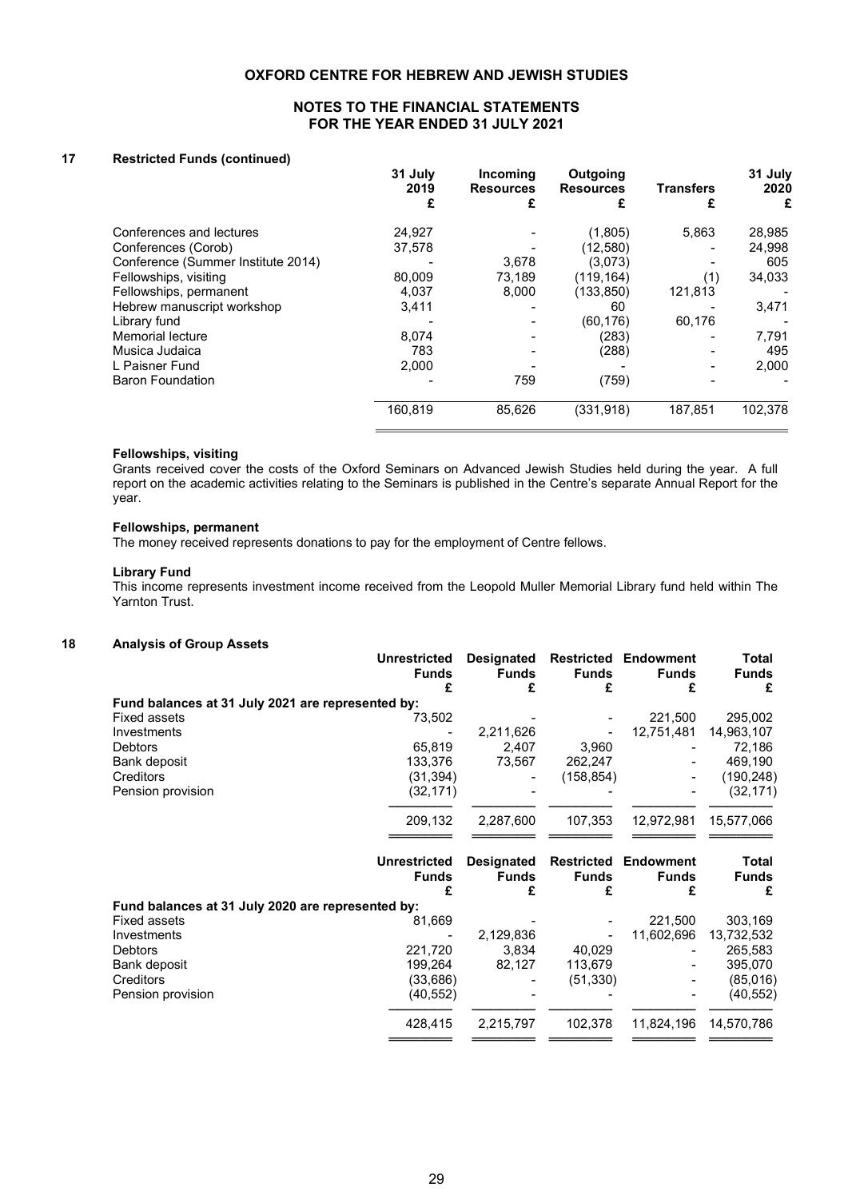## 17 Restricted Funds (continued)

| | 31 July 2019 £ | Incoming Resources £ | Outgoing Resources £ | Transfers £ | 31 July 2020 £ |
|---|---|---|---|---|---|
| Conferences and lectures | 24,927 | - | (1,805) | 5,863 | 28,985 |
| Conferences (Corob) | 37,578 | - | (12,580) | - | 24,998 |
| Conference (Summer Institute 2014) | - | 3,678 | (3,073) | - | 605 |
| Fellowships, visiting | 80,009 | 73,189 | (119,164) | (1) | 34,033 |
| Fellowships, permanent | 4,037 | 8,000 | (133,850) | 121,813 | - |
| Hebrew manuscript workshop | 3,411 | - | 60 | - | 3,471 |
| Library fund | - | - | (60,176) | 60,176 | - |
| Memorial lecture | 8,074 | - | (283) | - | 7,791 |
| Musica Judaica | 783 | - | (288) | - | 495 |
| L Paisner Fund | 2,000 | - | - | - | 2,000 |
| Baron Foundation | - | 759 | (759) | - | - |
| | 160,819 | 85,626 | (331,918) | 187,851 | 102,378 |

**Fellowships, visiting**
Grants received cover the costs of the Oxford Seminars on Advanced Jewish Studies held during the year. A full report on the academic activities relating to the Seminars is published in the Centre's separate Annual Report for the year.

**Fellowships, permanent**
The money received represents donations to pay for the employment of Centre fellows.

**Library Fund**
This income represents investment income received from the Leopold Muller Memorial Library fund held within The Yarnton Trust.

## 18 Analysis of Group Assets

| | Unrestricted Funds £ | Designated Funds £ | Restricted Funds £ | Endowment Funds £ | Total Funds £ |
|---|---|---|---|---|---|
| **Fund balances at 31 July 2021 are represented by:** | | | | | |
| Fixed assets | 73,502 | - | - | 221,500 | 295,002 |
| Investments | - | 2,211,626 | - | 12,751,481 | 14,963,107 |
| Debtors | 65,819 | 2,407 | 3,960 | - | 72,186 |
| Bank deposit | 133,376 | 73,567 | 262,247 | - | 469,190 |
| Creditors | (31,394) | - | (158,854) | - | (190,248) |
| Pension provision | (32,171) | - | - | - | (32,171) |
| | 209,132 | 2,287,600 | 107,353 | 12,972,981 | 15,577,066 |

| | Unrestricted Funds £ | Designated Funds £ | Restricted Funds £ | Endowment Funds £ | Total Funds £ |
|---|---|---|---|---|---|
| **Fund balances at 31 July 2020 are represented by:** | | | | | |
| Fixed assets | 81,669 | - | - | 221,500 | 303,169 |
| Investments | - | 2,129,836 | - | 11,602,696 | 13,732,532 |
| Debtors | 221,720 | 3,834 | 40,029 | - | 265,583 |
| Bank deposit | 199,264 | 82,127 | 113,679 | - | 395,070 |
| Creditors | (33,686) | - | (51,330) | - | (85,016) |
| Pension provision | (40,552) | - | - | - | (40,552) |
| | 428,415 | 2,215,797 | 102,378 | 11,824,196 | 14,570,786 |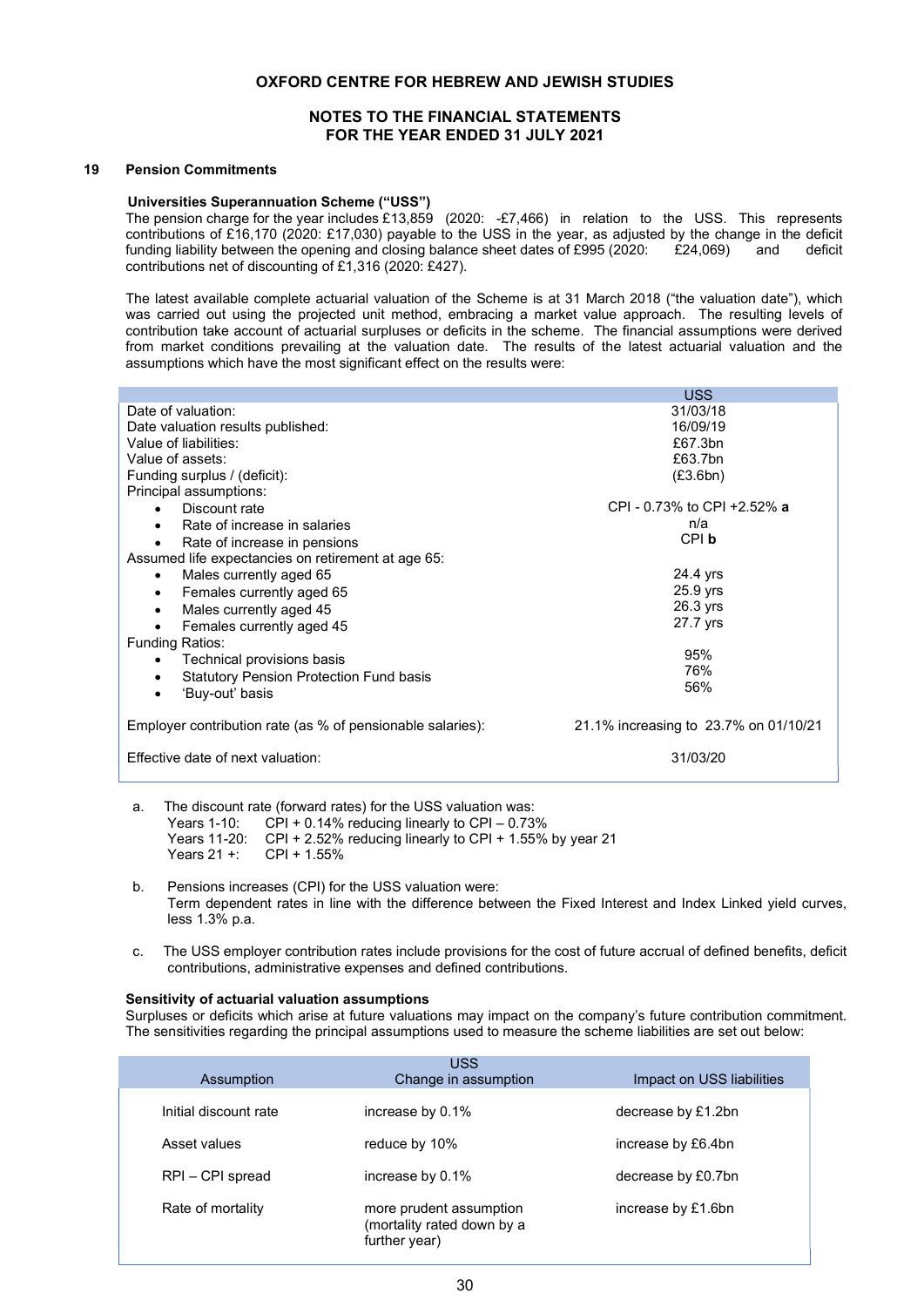## 19 Pension Commitments

### Universities Superannuation Scheme ("USS")

The pension charge for the year includes £13,859 (2020: -£7,466) in relation to the USS. This represents contributions of £16,170 (2020: £17,030) payable to the USS in the year, as adjusted by the change in the deficit funding liability between the opening and closing balance sheet dates of £995 (2020: £24,069) and deficit contributions net of discounting of £1,316 (2020: £427).

The latest available complete actuarial valuation of the Scheme is at 31 March 2018 ("the valuation date"), which was carried out using the projected unit method, embracing a market value approach. The resulting levels of contribution take account of actuarial surpluses or deficits in the scheme. The financial assumptions were derived from market conditions prevailing at the valuation date. The results of the latest actuarial valuation and the assumptions which have the most significant effect on the results were:

| | USS |
|---|---|
| Date of valuation: | 31/03/18 |
| Date valuation results published: | 16/09/19 |
| Value of liabilities: | £67.3bn |
| Value of assets: | £63.7bn |
| Funding surplus / (deficit): | (£3.6bn) |
| Principal assumptions: | |
| • Discount rate | CPI - 0.73% to CPI +2.52% **a** |
| • Rate of increase in salaries | n/a |
| • Rate of increase in pensions | CPI **b** |
| Assumed life expectancies on retirement at age 65: | |
| • Males currently aged 65 | 24.4 yrs |
| • Females currently aged 65 | 25.9 yrs |
| • Males currently aged 45 | 26.3 yrs |
| • Females currently aged 45 | 27.7 yrs |
| Funding Ratios: | |
| • Technical provisions basis | 95% |
| • Statutory Pension Protection Fund basis | 76% |
| • 'Buy-out' basis | 56% |
| Employer contribution rate (as % of pensionable salaries): | 21.1% increasing to 23.7% on 01/10/21 |
| Effective date of next valuation: | 31/03/20 |

a. The discount rate (forward rates) for the USS valuation was:
   Years 1-10: CPI + 0.14% reducing linearly to CPI – 0.73%
   Years 11-20: CPI + 2.52% reducing linearly to CPI + 1.55% by year 21
   Years 21 +: CPI + 1.55%

b. Pensions increases (CPI) for the USS valuation were:
   Term dependent rates in line with the difference between the Fixed Interest and Index Linked yield curves, less 1.3% p.a.

c. The USS employer contribution rates include provisions for the cost of future accrual of defined benefits, deficit contributions, administrative expenses and defined contributions.

### Sensitivity of actuarial valuation assumptions

Surpluses or deficits which arise at future valuations may impact on the company's future contribution commitment. The sensitivities regarding the principal assumptions used to measure the scheme liabilities are set out below:

| Assumption | USS Change in assumption | Impact on USS liabilities |
|---|---|---|
| Initial discount rate | increase by 0.1% | decrease by £1.2bn |
| Asset values | reduce by 10% | increase by £6.4bn |
| RPI – CPI spread | increase by 0.1% | decrease by £0.7bn |
| Rate of mortality | more prudent assumption (mortality rated down by a further year) | increase by £1.6bn |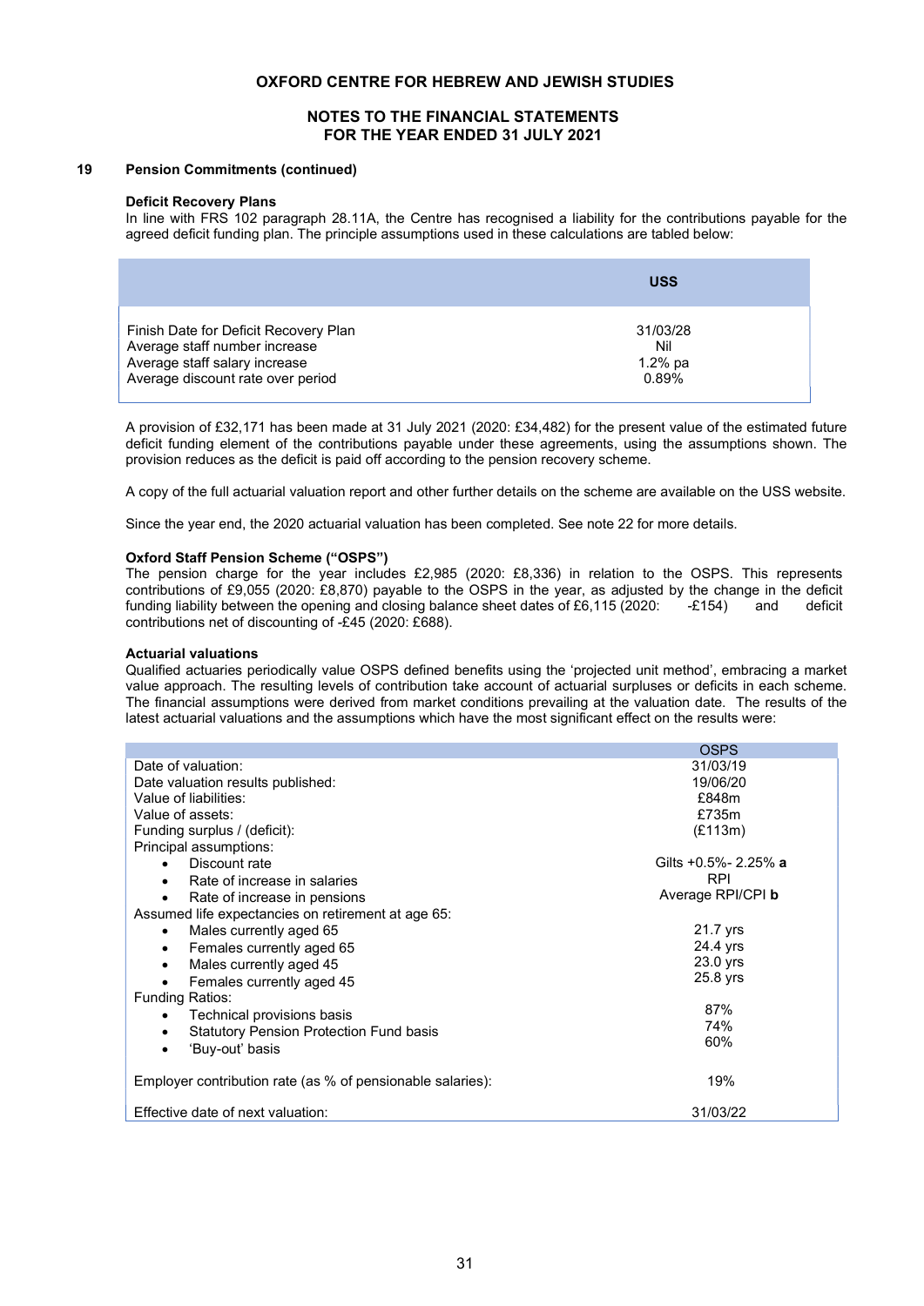## 19 Pension Commitments (continued)

### Deficit Recovery Plans

In line with FRS 102 paragraph 28.11A, the Centre has recognised a liability for the contributions payable for the agreed deficit funding plan. The principle assumptions used in these calculations are tabled below:

| | USS |
|---|---|
| Finish Date for Deficit Recovery Plan | 31/03/28 |
| Average staff number increase | Nil |
| Average staff salary increase | 1.2% pa |
| Average discount rate over period | 0.89% |

A provision of £32,171 has been made at 31 July 2021 (2020: £34,482) for the present value of the estimated future deficit funding element of the contributions payable under these agreements, using the assumptions shown. The provision reduces as the deficit is paid off according to the pension recovery scheme.

A copy of the full actuarial valuation report and other further details on the scheme are available on the USS website.

Since the year end, the 2020 actuarial valuation has been completed. See note 22 for more details.

### Oxford Staff Pension Scheme ("OSPS")

The pension charge for the year includes £2,985 (2020: £8,336) in relation to the OSPS. This represents contributions of £9,055 (2020: £8,870) payable to the OSPS in the year, as adjusted by the change in the deficit funding liability between the opening and closing balance sheet dates of £6,115 (2020: -£154) and deficit contributions net of discounting of -£45 (2020: £688).

### Actuarial valuations

Qualified actuaries periodically value OSPS defined benefits using the 'projected unit method', embracing a market value approach. The resulting levels of contribution take account of actuarial surpluses or deficits in each scheme. The financial assumptions were derived from market conditions prevailing at the valuation date. The results of the latest actuarial valuations and the assumptions which have the most significant effect on the results were:

| | OSPS |
|---|---|
| Date of valuation: | 31/03/19 |
| Date valuation results published: | 19/06/20 |
| Value of liabilities: | £848m |
| Value of assets: | £735m |
| Funding surplus / (deficit): | (£113m) |
| Principal assumptions: | |
| • Discount rate | Gilts +0.5%- 2.25% **a** |
| • Rate of increase in salaries | RPI |
| • Rate of increase in pensions | Average RPI/CPI **b** |
| Assumed life expectancies on retirement at age 65: | |
| • Males currently aged 65 | 21.7 yrs |
| • Females currently aged 65 | 24.4 yrs |
| • Males currently aged 45 | 23.0 yrs |
| • Females currently aged 45 | 25.8 yrs |
| Funding Ratios: | |
| • Technical provisions basis | 87% |
| • Statutory Pension Protection Fund basis | 74% |
| • 'Buy-out' basis | 60% |
| Employer contribution rate (as % of pensionable salaries): | 19% |
| Effective date of next valuation: | 31/03/22 |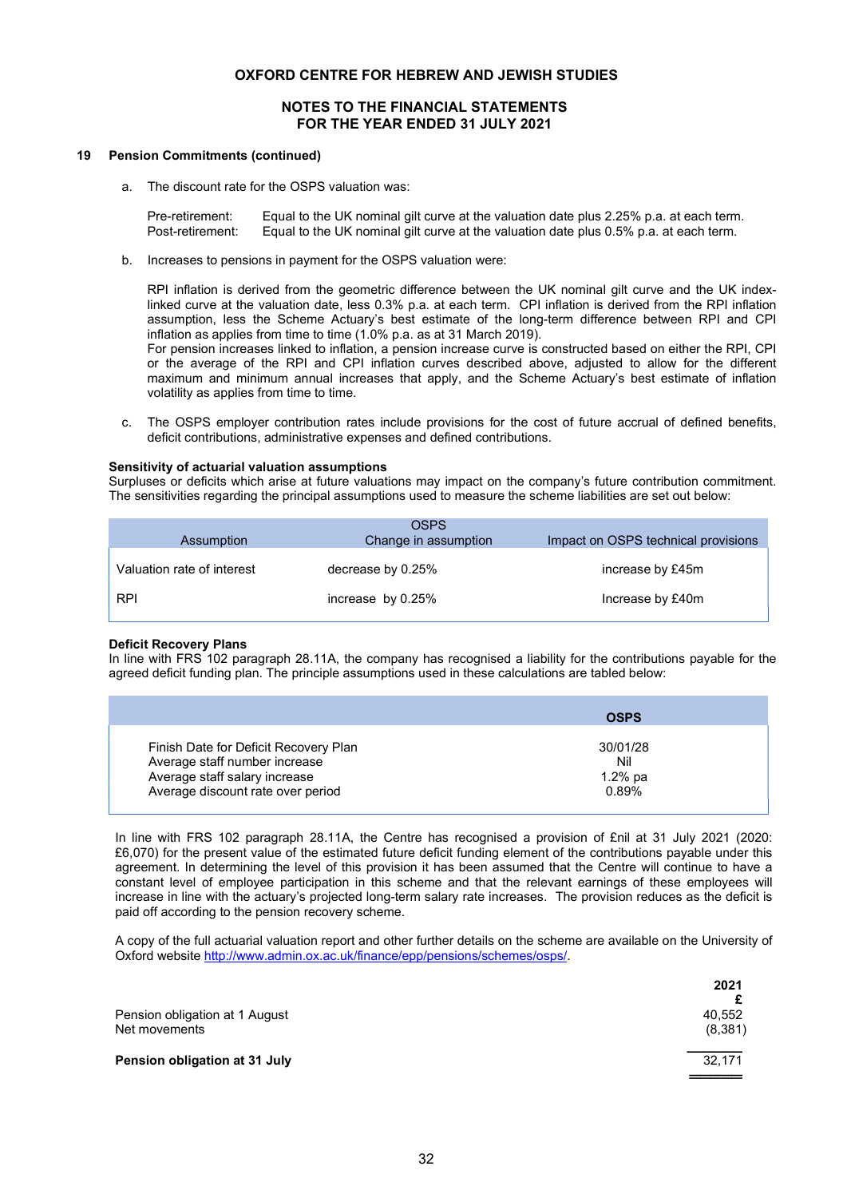**OXFORD CENTRE FOR HEBREW AND JEWISH STUDIES**

**NOTES TO THE FINANCIAL STATEMENTS**
**FOR THE YEAR ENDED 31 JULY 2021**

**19 Pension Commitments (continued)**

a. The discount rate for the OSPS valuation was:

Pre-retirement: Equal to the UK nominal gilt curve at the valuation date plus 2.25% p.a. at each term.
Post-retirement: Equal to the UK nominal gilt curve at the valuation date plus 0.5% p.a. at each term.

b. Increases to pensions in payment for the OSPS valuation were:

RPI inflation is derived from the geometric difference between the UK nominal gilt curve and the UK index-linked curve at the valuation date, less 0.3% p.a. at each term. CPI inflation is derived from the RPI inflation assumption, less the Scheme Actuary's best estimate of the long-term difference between RPI and CPI inflation as applies from time to time (1.0% p.a. as at 31 March 2019).
For pension increases linked to inflation, a pension increase curve is constructed based on either the RPI, CPI or the average of the RPI and CPI inflation curves described above, adjusted to allow for the different maximum and minimum annual increases that apply, and the Scheme Actuary's best estimate of inflation volatility as applies from time to time.

c. The OSPS employer contribution rates include provisions for the cost of future accrual of defined benefits, deficit contributions, administrative expenses and defined contributions.

**Sensitivity of actuarial valuation assumptions**
Surpluses or deficits which arise at future valuations may impact on the company's future contribution commitment. The sensitivities regarding the principal assumptions used to measure the scheme liabilities are set out below:

| Assumption | OSPS Change in assumption | Impact on OSPS technical provisions |
|---|---|---|
| Valuation rate of interest | decrease by 0.25% | increase by £45m |
| RPI | increase by 0.25% | Increase by £40m |

**Deficit Recovery Plans**
In line with FRS 102 paragraph 28.11A, the company has recognised a liability for the contributions payable for the agreed deficit funding plan. The principle assumptions used in these calculations are tabled below:

| | **OSPS** |
|---|---|
| Finish Date for Deficit Recovery Plan | 30/01/28 |
| Average staff number increase | Nil |
| Average staff salary increase | 1.2% pa |
| Average discount rate over period | 0.89% |

In line with FRS 102 paragraph 28.11A, the Centre has recognised a provision of £nil at 31 July 2021 (2020: £6,070) for the present value of the estimated future deficit funding element of the contributions payable under this agreement. In determining the level of this provision it has been assumed that the Centre will continue to have a constant level of employee participation in this scheme and that the relevant earnings of these employees will increase in line with the actuary's projected long-term salary rate increases. The provision reduces as the deficit is paid off according to the pension recovery scheme.

A copy of the full actuarial valuation report and other further details on the scheme are available on the University of Oxford website http://www.admin.ox.ac.uk/finance/epp/pensions/schemes/osps/.

| | **2021** |
|---|---|
| | **£** |
| Pension obligation at 1 August | 40,552 |
| Net movements | (8,381) |
| **Pension obligation at 31 July** | 32,171 |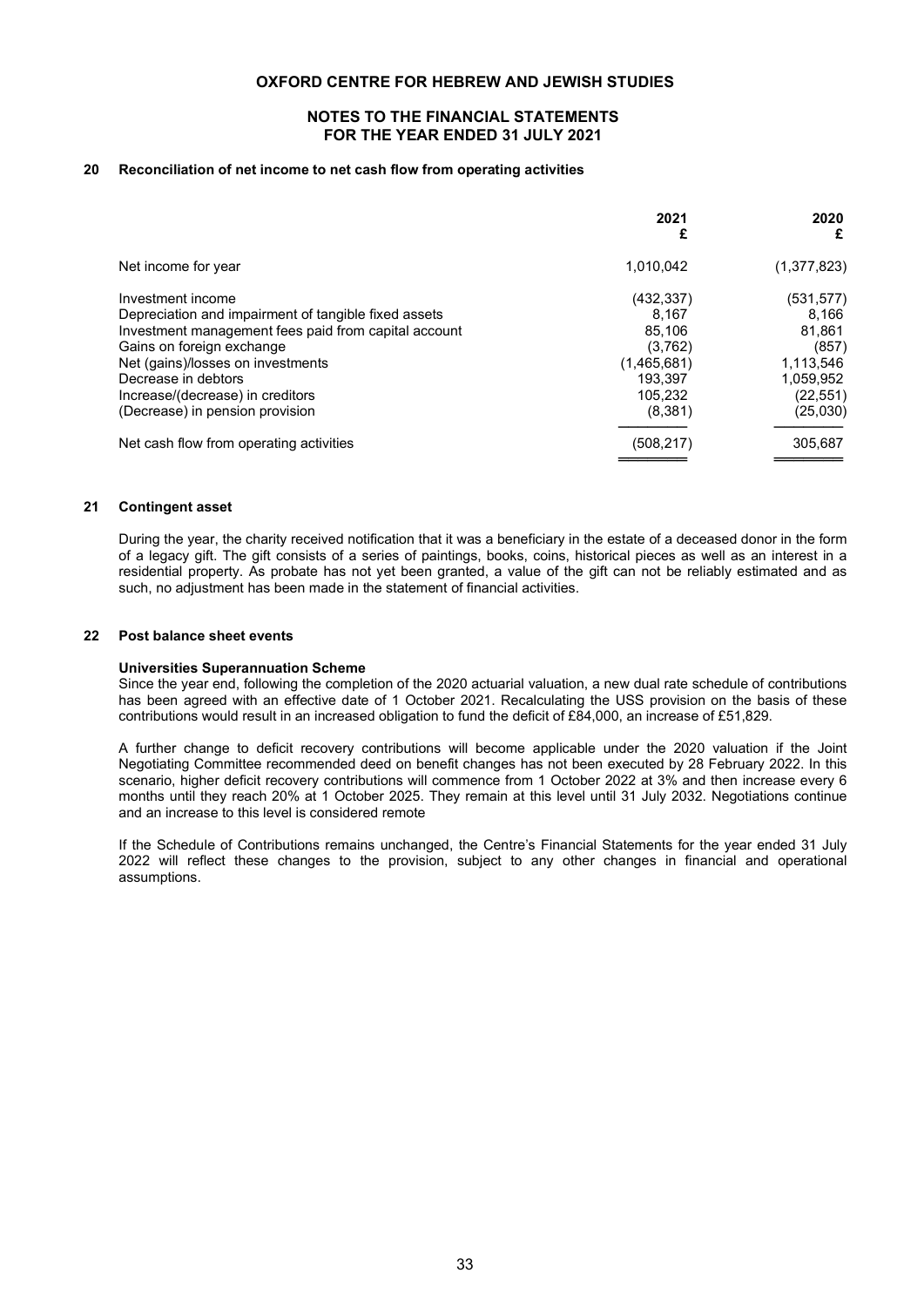# OXFORD CENTRE FOR HEBREW AND JEWISH STUDIES

## NOTES TO THE FINANCIAL STATEMENTS FOR THE YEAR ENDED 31 JULY 2021

### 20 Reconciliation of net income to net cash flow from operating activities

| | 2021 £ | 2020 £ |
|---|---|---|
| Net income for year | 1,010,042 | (1,377,823) |
| Investment income | (432,337) | (531,577) |
| Depreciation and impairment of tangible fixed assets | 8,167 | 8,166 |
| Investment management fees paid from capital account | 85,106 | 81,861 |
| Gains on foreign exchange | (3,762) | (857) |
| Net (gains)/losses on investments | (1,465,681) | 1,113,546 |
| Decrease in debtors | 193,397 | 1,059,952 |
| Increase/(decrease) in creditors | 105,232 | (22,551) |
| (Decrease) in pension provision | (8,381) | (25,030) |
| Net cash flow from operating activities | (508,217) | 305,687 |

### 21 Contingent asset

During the year, the charity received notification that it was a beneficiary in the estate of a deceased donor in the form of a legacy gift. The gift consists of a series of paintings, books, coins, historical pieces as well as an interest in a residential property. As probate has not yet been granted, a value of the gift can not be reliably estimated and as such, no adjustment has been made in the statement of financial activities.

### 22 Post balance sheet events

**Universities Superannuation Scheme**

Since the year end, following the completion of the 2020 actuarial valuation, a new dual rate schedule of contributions has been agreed with an effective date of 1 October 2021. Recalculating the USS provision on the basis of these contributions would result in an increased obligation to fund the deficit of £84,000, an increase of £51,829.

A further change to deficit recovery contributions will become applicable under the 2020 valuation if the Joint Negotiating Committee recommended deed on benefit changes has not been executed by 28 February 2022. In this scenario, higher deficit recovery contributions will commence from 1 October 2022 at 3% and then increase every 6 months until they reach 20% at 1 October 2025. They remain at this level until 31 July 2032. Negotiations continue and an increase to this level is considered remote

If the Schedule of Contributions remains unchanged, the Centre's Financial Statements for the year ended 31 July 2022 will reflect these changes to the provision, subject to any other changes in financial and operational assumptions.